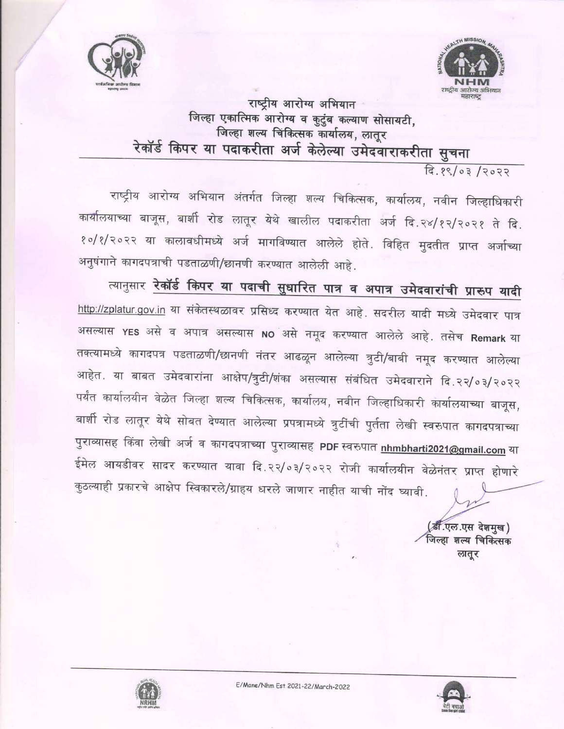# राष्ट्रीय आरोग्य अभियान

## जिल्हा एकात्मिक आरोग्य व कुटुंब कल्याण सोसायटी, जिल्हा शल्य चिकित्सक कार्यालय, लातूर

## रेकॉर्ड किपर या पदाकरीता अर्ज केलेल्या उमेदवाराकरीता सुचना

दि.१९/०३ /२०२२

राष्ट्रीय आरोग्य अभियान अंतर्गत जिल्हा शल्य चिकित्सक, कार्यालय, नवीन जिल्हाधिकारी कार्यालयाच्या बाजूस, बार्शी रोड लातूर येथे खालील पदाकरीता अर्ज दि.२४/१२/२०२१ ते दि. १०/१/२०२२ या कालावधीमध्ये अर्ज मागविण्यात आलेले होते. विहित मुदतीत प्राप्त अर्जाच्या अनुषंगाने कागदपत्राची पडताळणी/छानणी करण्यात आलेली आहे.

त्यानुसार **रेकॉर्ड किपर या पदाची सुधारित पात्र व अपात्र उमेदवारांची प्रारुप यादी** http://zplatur.gov.in या संकेतस्थळावर प्रसिध्द करण्यात येत आहे. सदरील यादी मध्ये उमेदवार पात्र असल्यास **YES** असे व अपात्र असल्यास **NO** असे नमूद करण्यात आलेले आहे. तसेच **Remark** या तक्त्यामध्ये कागदपत्र पडताळणी/छानणी नंतर आढळून आलेल्या त्रुटी/बाबी नमूद करण्यात आलेल्या आहेत. या बाबत उमेदवारांना आक्षेप/त्रुटी/शंका असल्यास संबंधित उमेदवाराने दि.२२/०३/२०२२ पर्यंत कार्यालयीन वेळेत जिल्हा शल्य चिकित्सक, कार्यालय, नवीन जिल्हाधिकारी कार्यालयाच्या बाजूस, बार्शी रोड लातूर येथे सोबत देण्यात आलेल्या प्रपत्रामध्ये त्रुटींची पुर्तता लेखी स्वरुपात कागदपत्राच्या पुराव्यासह किंवा लेखी अर्ज व कागदपत्राच्या पुराव्यासह PDF स्वरुपात **nhmbharti2021@gmail.com** या ईमेल आयडीवर सादर करण्यात यावा दि.२२/०३/२०२२ रोजी कार्यालयीन वेळेनंतर प्राप्त होणारे कुठल्याही प्रकारचे आक्षेप स्विकारले/ग्राहय धरले जाणार नाहीत याची नोंद घ्यावी.

(डॉ.एल.एस देशमुख)
जिल्हा शल्य चिकित्सक
लातूर

E/Mane/Nhm Est 2021-22/March-2022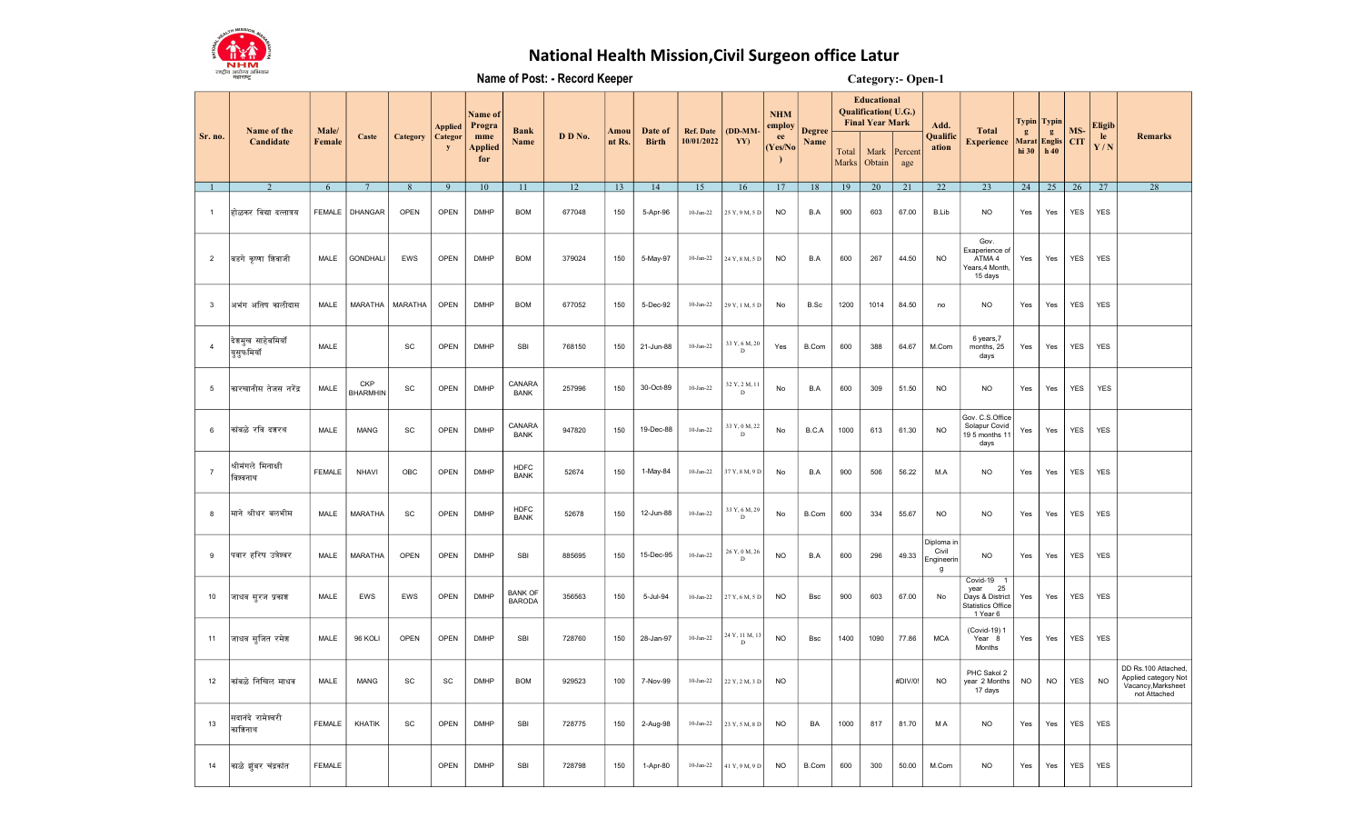# National Health Mission,Civil Surgeon office Latur

**Name of Post: - Record Keeper** **Category:- Open-1**

| Sr. no. | Name of the Candidate | Male/ Female | Caste | Category | Applied Category | Name of Programme Applied for | Bank Name | D D No. | Amount Rs. | Date of Birth | Ref. Date 10/01/2022 | (DD-MM-YY) | NHM employee (Yes/No) | Degree Name | Educational Qualification( U.G.) Final Year Mark | | | Add. Qualification | Total Experience | Typing Marathi 30 | Typing English 40 | MS-CIT | Eligible Y / N | Remarks |
|---|---|---|---|---|---|---|---|---|---|---|---|---|---|---|---|---|---|---|---|---|---|---|---|---|
| | | | | | | | | | | | | | | | Total Marks | Mark Obtain | Percentage | | | | | | | |
| 1 | 2 | 6 | 7 | 8 | 9 | 10 | 11 | 12 | 13 | 14 | 15 | 16 | 17 | 18 | 19 | 20 | 21 | 22 | 23 | 24 | 25 | 26 | 27 | 28 |
| 1 | होळकर विद्या दत्तात्रय | FEMALE | DHANGAR | OPEN | OPEN | DMHP | BOM | 677048 | 150 | 5-Apr-96 | 10-Jan-22 | 25 Y, 9 M, 5 D | NO | B.A | 900 | 603 | 67.00 | B.Lib | NO | Yes | Yes | YES | YES | |
| 2 | बडगे कृष्णा शिवाजी | MALE | GONDHALI | EWS | OPEN | DMHP | BOM | 379024 | 150 | 5-May-97 | 10-Jan-22 | 24 Y, 8 M, 5 D | NO | B.A | 600 | 267 | 44.50 | NO | Gov. Exaperience of ATMA 4 Years,4 Month, 15 days | Yes | Yes | YES | YES | |
| 3 | अभंग अतिष कालीदास | MALE | MARATHA | MARATHA | OPEN | DMHP | BOM | 677052 | 150 | 5-Dec-92 | 10-Jan-22 | 29 Y, 1 M, 5 D | No | B.Sc | 1200 | 1014 | 84.50 | no | NO | Yes | Yes | YES | YES | |
| 4 | देशमुख साहेबमियाँ युसुफमियाँ | MALE | | SC | OPEN | DMHP | SBI | 768150 | 150 | 21-Jun-88 | 10-Jan-22 | 33 Y, 6 M, 20 D | Yes | B.Com | 600 | 388 | 64.67 | M.Com | 6 years,7 months, 25 days | Yes | Yes | YES | YES | |
| 5 | कारखानीस तेजस नरेंद्र | MALE | CKP BHARMHIN | SC | OPEN | DMHP | CANARA BANK | 257996 | 150 | 30-Oct-89 | 10-Jan-22 | 32 Y, 2 M, 11 D | No | B.A | 600 | 309 | 51.50 | NO | NO | Yes | Yes | YES | YES | |
| 6 | कांबळे रवि दशरथ | MALE | MANG | SC | OPEN | DMHP | CANARA BANK | 947820 | 150 | 19-Dec-88 | 10-Jan-22 | 33 Y, 0 M, 22 D | No | B.C.A | 1000 | 613 | 61.30 | NO | Gov. C.S.Office Solapur Covid 19 5 months 11 days | Yes | Yes | YES | YES | |
| 7 | श्रीमंगले मिनाक्षी विश्वनाथ | FEMALE | NHAVI | OBC | OPEN | DMHP | HDFC BANK | 52674 | 150 | 1-May-84 | 10-Jan-22 | 37 Y, 8 M, 9 D | No | B.A | 900 | 506 | 56.22 | M.A | NO | Yes | Yes | YES | YES | |
| 8 | माने श्रीधर बलभीम | MALE | MARATHA | SC | OPEN | DMHP | HDFC BANK | 52678 | 150 | 12-Jun-88 | 10-Jan-22 | 33 Y, 6 M, 29 D | No | B.Com | 600 | 334 | 55.67 | NO | NO | Yes | Yes | YES | YES | |
| 9 | पवार हरिष उत्रेश्वर | MALE | MARATHA | OPEN | OPEN | DMHP | SBI | 885695 | 150 | 15-Dec-95 | 10-Jan-22 | 26 Y, 0 M, 26 D | NO | B.A | 600 | 296 | 49.33 | Diploma in Civil Engineering | NO | Yes | Yes | YES | YES | |
| 10 | जाधव सुरज प्रकाश | MALE | EWS | EWS | OPEN | DMHP | BANK OF BARODA | 356563 | 150 | 5-Jul-94 | 10-Jan-22 | 27 Y, 6 M, 5 D | NO | Bsc | 900 | 603 | 67.00 | No | Covid-19 1 year 25 Days & District Statistics Office 1 Year 6 | Yes | Yes | YES | YES | |
| 11 | जाधव सुजित रमेश | MALE | 96 KOLI | OPEN | OPEN | DMHP | SBI | 728760 | 150 | 28-Jan-97 | 10-Jan-22 | 24 Y, 11 M, 13 D | NO | Bsc | 1400 | 1090 | 77.86 | MCA | (Covid-19) 1 Year 8 Months | Yes | Yes | YES | YES | |
| 12 | कांबळे निखिल माधव | MALE | MANG | SC | SC | DMHP | BOM | 929523 | 100 | 7-Nov-99 | 10-Jan-22 | 22 Y, 2 M, 3 D | NO | | | | #DIV/0! | NO | PHC Sakol 2 year 2 Months 17 days | NO | NO | YES | NO | DD Rs.100 Attached, Applied category Not Vacancy,Marksheet not Attached |
| 13 | सदानंदे रामेश्वरी काशिनाथ | FEMALE | KHATIK | SC | OPEN | DMHP | SBI | 728775 | 150 | 2-Aug-98 | 10-Jan-22 | 23 Y, 5 M, 8 D | NO | BA | 1000 | 817 | 81.70 | M A | NO | Yes | Yes | YES | YES | |
| 14 | काळे ह्रुंबर चंद्रकांत | FEMALE | | | OPEN | DMHP | SBI | 728798 | 150 | 1-Apr-80 | 10-Jan-22 | 41 Y, 9 M, 9 D | NO | B.Com | 600 | 300 | 50.00 | M.Com | NO | Yes | Yes | YES | YES | |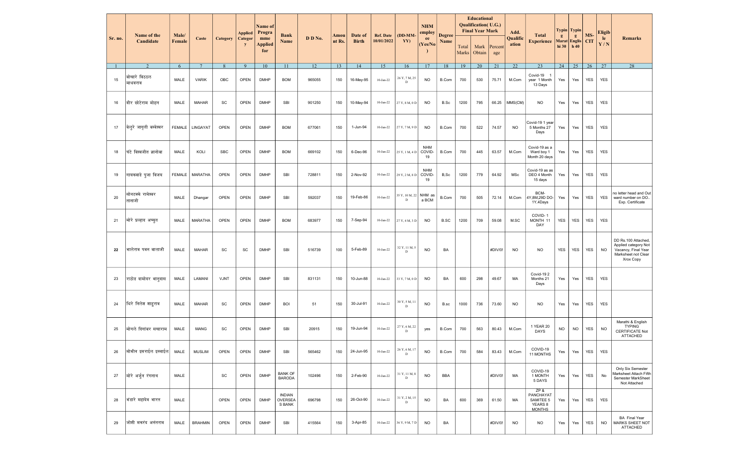| Sr. no. | Name of the Candidate | Male/ Female | Caste | Category | Applied Category | Name of Programme Applied for | Bank Name | D D No. | Amount Rs. | Date of Birth | Ref. Date 10/01/2022 | (DD-MM-YY) | NHM employee (Yes/No) | Degree Name | Educational Qualification( U.G.) Final Year Mark | | | Add. Qualification | Total Experience | Typing Marathi 30 | Typing English 40 | MS-CIT | Eligible Y / N | Remarks |
|---|---|---|---|---|---|---|---|---|---|---|---|---|---|---|---|---|---|---|---|---|---|---|---|---|
| | | | | | | | | | | | | | | | Total Marks | Mark Obtain | Percentage | | | | | | | |
| 1 | 2 | 6 | 7 | 8 | 9 | 10 | 11 | 12 | 13 | 14 | 15 | 16 | 17 | 18 | 19 | 20 | 21 | 22 | 23 | 24 | 25 | 26 | 27 | 28 |
| 15 | बोम्बारे विठ्ठल माधवराव | MALE | VARIK | OBC | OPEN | DMHP | BOM | 965055 | 150 | 16-May-95 | 10-Jan-22 | 26 Y, 7 M, 25 D | NO | B.Com | 700 | 530 | 75.71 | M.Com | Covid-19 1 year 1 Month 13 Days | Yes | Yes | YES | YES | |
| 16 | वीर छोटेराम मोहन | MALE | MAHAR | SC | OPEN | DMHP | SBI | 901250 | 150 | 10-May-94 | 10-Jan-22 | 27 Y, 8 M, 0 D | NO | B.Sc | 1200 | 795 | 66.25 | MMS(CM) | NO | Yes | Yes | YES | YES | |
| 17 | बेलुरे जागृती बसवेश्वर | FEMALE | LINGAYAT | OPEN | OPEN | DMHP | BOM | 677061 | 150 | 1-Jun-94 | 10-Jan-22 | 27 Y, 7 M, 9 D | NO | B.Com | 700 | 522 | 74.57 | NO | Covid-19 1 year 5 Months 27 Days | Yes | Yes | YES | YES | |
| 18 | घंटे विश्वजीत ज्ञानोबा | MALE | KOLI | SBC | OPEN | DMHP | BOM | 669102 | 150 | 6-Dec-96 | 10-Jan-22 | 25 Y, 1 M, 4 D | NHM COVID-19 | B.Com | 700 | 445 | 63.57 | M.Com | Covid-19 as a Ward boy 1 Month 20 days | Yes | Yes | YES | YES | |
| 19 | गायकवाडे पुजा विजय | FEMALE | MARATHA | OPEN | OPEN | DMHP | SBI | 728811 | 150 | 2-Nov-92 | 10-Jan-22 | 29 Y, 2 M, 8 D | NHM COVID-19 | B,Sc | 1200 | 779 | 64.92 | MSc | Covid-19 as as DEO 4 Month 15 days | Yes | Yes | YES | YES | |
| 20 | सोनटक्के रामेश्वर तानाजी | MALE | Dhangar | OPEN | OPEN | DMHP | SBI | 592037 | 150 | 19-Feb-86 | 10-Jan-22 | 35 Y, 10 M, 22 D | NHM as a BCM | B.Com | 700 | 505 | 72.14 | M.Com | BCM-4Y,8M,29D DO-1Y,4Days | Yes | Yes | YES | YES | no letter head and Out ward number on DO.. Exp. Certificate |
| 21 | मोरे प्रल्हाद अच्युत | MALE | MARATHA | OPEN | OPEN | DMHP | BOM | 683977 | 150 | 7-Sep-94 | 10-Jan-22 | 27 Y, 4 M, 3 D | NO | B.SC | 1200 | 709 | 59.08 | M.SC | COVID- 1 MONTH 11 DAY | YES | YES | YES | YES | |
| **22** | भालेराव पवन बालाजी | MALE | MAHAR | SC | SC | DMHP | SBI | 516739 | 100 | 5-Feb-89 | 10-Jan-22 | 32 Y, 11 M, 5 D | NO | BA | | | #DIV/0! | NO | NO | YES | YES | YES | NO | DD Rs.100 Attached, Applied category Not Vacancy, Final Year Marksheet not Clear Xrox Copy |
| 23 | राठोड दामोदर भानुदास | MALE | LAMANI | VJNT | OPEN | DMHP | SBI | 831131 | 150 | 10-Jun-88 | 10-Jan-22 | 33 Y, 7 M, 0 D | NO | BA | 600 | 298 | 49.67 | MA | Covid-19 2 Months 21 Days | Yes | Yes | YES | YES | |
| 24 | धिरे निलेश शाहुराव | MALE | MAHAR | SC | OPEN | DMHP | BOI | 51 | 150 | 30-Jul-91 | 10-Jan-22 | 30 Y, 5 M, 11 D | NO | B.sc | 1000 | 736 | 73.60 | NO | NO | Yes | Yes | YES | YES | |
| 25 | मोगले दिगांबर सखाराम | MALE | MANG | SC | OPEN | DMHP | SBI | 20915 | 150 | 19-Jun-94 | 10-Jan-22 | 27 Y, 6 M, 22 D | yes | B.Com | 700 | 563 | 80.43 | M.Com | 1 YEAR 20 DAYS | NO | NO | YES | NO | Marathi & English TYPING CERTIFICATE Not ATTACHED |
| 26 | मोमीन इसराईल इस्माईल | MALE | MUSLIM | OPEN | OPEN | DMHP | SBI | 565462 | 150 | 24-Jun-95 | 10-Jan-22 | 26 Y, 6 M, 17 D | NO | B.Com | 700 | 584 | 83.43 | M.Com | COVID-19 11 MONTHS | Yes | Yes | YES | YES | |
| 27 | मोरे अर्जुन रंगनाथ | MALE | | SC | OPEN | DMHP | BANK OF BARODA | 102496 | 150 | 2-Feb-90 | 10-Jan-22 | 31 Y, 11 M, 8 D | NO | BBA | | | #DIV/0! | MA | COVID-19 1 MONTH 5 DAYS | Yes | Yes | YES | No | Only Six Semester Marksheet Attach Fifth Semester MarkSheet Not Attached |
| 28 | भंडारे महादेव भारत | MALE | | OPEN | OPEN | DMHP | INDIAN OVERSEAS BANK | 696798 | 150 | 26-Oct-90 | 10-Jan-22 | 31 Y, 2 M, 15 D | NO | BA | 600 | 369 | 61.50 | MA | ZP & PANCHAYAT SAMITEE 5 YEARS 8 MONTHS | Yes | Yes | YES | YES | |
| 29 | जोशी मकरंद अनंतराव | MALE | BRAHMIN | OPEN | OPEN | DMHP | SBI | 415564 | 150 | 3-Apr-85 | 10-Jan-22 | 36 Y, 9 M, 7 D | NO | BA | | | #DIV/0! | NO | NO | Yes | Yes | YES | NO | BA Final Year MARKS SHEET NOT ATTACHED |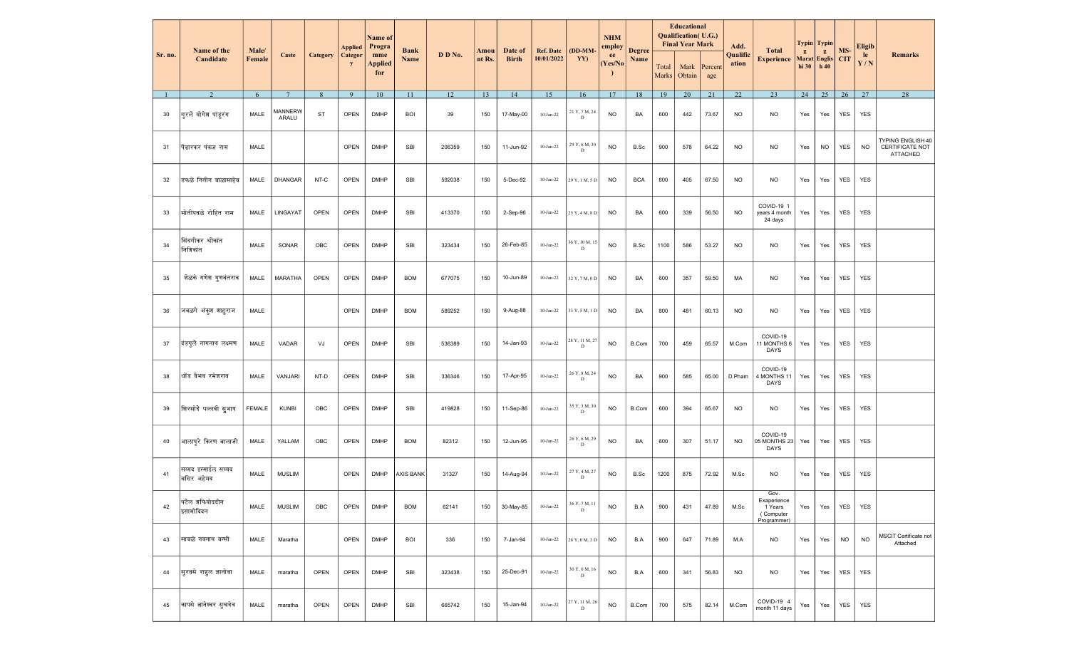| Sr. no. | Name of the Candidate | Male/ Female | Caste | Category | Applied Category | Name of Programme Applied for | Bank Name | D D No. | Amount Rs. | Date of Birth | Ref. Date 10/01/2022 | (DD-MM-YY) | NHM employee (Yes/No) | Degree Name | Educational Qualification( U.G.) Final Year Mark | | | Add. Qualification | Total Experience | Typing Marathi 30 | Typing English 40 | MS-CIT | Eligible Y / N | Remarks |
|---|---|---|---|---|---|---|---|---|---|---|---|---|---|---|---|---|---|---|---|---|---|---|---|---|
| | | | | | | | | | | | | | | | Total Marks | Mark Obtain | Percentage | | | | | | | |
| 1 | 2 | 6 | 7 | 8 | 9 | 10 | 11 | 12 | 13 | 14 | 15 | 16 | 17 | 18 | 19 | 20 | 21 | 22 | 23 | 24 | 25 | 26 | 27 | 28 |
| 30 | गुरले योगेश पांडुरंग | MALE | MANNERWARALU | ST | OPEN | DMHP | BOI | 39 | 150 | 17-May-00 | 10-Jan-22 | 21 Y, 7 M, 24 D | NO | BA | 600 | 442 | 73.67 | NO | NO | Yes | Yes | YES | YES | |
| 31 | पेंढारकर पंकज राम | MALE | | | OPEN | DMHP | SBI | 206359 | 150 | 11-Jun-92 | 10-Jan-22 | 29 Y, 6 M, 30 D | NO | B.Sc | 900 | 578 | 64.22 | NO | NO | Yes | NO | YES | NO | TYPING ENGLISH 40 CERTIFICATE NOT ATTACHED |
| 32 | डफळे नितीन बाळासाहेब | MALE | DHANGAR | NT-C | OPEN | DMHP | SBI | 592038 | 150 | 5-Dec-92 | 10-Jan-22 | 29 Y, 1 M, 5 D | NO | BCA | 600 | 405 | 67.50 | NO | NO | Yes | Yes | YES | YES | |
| 33 | मोतीपवळे रोहित राम | MALE | LINGAYAT | OPEN | OPEN | DMHP | SBI | 413370 | 150 | 2-Sep-96 | 10-Jan-22 | 25 Y, 4 M, 8 D | NO | BA | 600 | 339 | 56.50 | NO | COVID-19 1 years 4 month 24 days | Yes | Yes | YES | YES | |
| 34 | सिंदगीकर श्रीकांत निशिकांत | MALE | SONAR | OBC | OPEN | DMHP | SBI | 323434 | 150 | 26-Feb-85 | 10-Jan-22 | 36 Y, 10 M, 15 D | NO | B.Sc | 1100 | 586 | 53.27 | NO | NO | Yes | Yes | YES | YES | |
| 35 | शेळके गणेश गुणवंतराव | MALE | MARATHA | OPEN | OPEN | DMHP | BOM | 677075 | 150 | 10-Jun-89 | 10-Jan-22 | 32 Y, 7 M, 0 D | NO | BA | 600 | 357 | 59.50 | MA | NO | Yes | Yes | YES | YES | |
| 36 | जवळगे अंकुश शाहुराज | MALE | | | OPEN | DMHP | BOM | 589252 | 150 | 9-Aug-88 | 10-Jan-22 | 33 Y, 5 M, 1 D | NO | BA | 800 | 481 | 60.13 | NO | NO | Yes | Yes | YES | YES | |
| 37 | वंडगुळे नागनाथ लक्ष्मण | MALE | VADAR | VJ | OPEN | DMHP | SBI | 536389 | 150 | 14-Jan-93 | 10-Jan-22 | 28 Y, 11 M, 27 D | NO | B.Com | 700 | 459 | 65.57 | M.Com | COVID-19 11 MONTHS 6 DAYS | Yes | Yes | YES | YES | |
| 38 | धोंड वैभव रमेशराव | MALE | VANJARI | NT-D | OPEN | DMHP | SBI | 336346 | 150 | 17-Apr-95 | 10-Jan-22 | 26 Y, 8 M, 24 D | NO | BA | 900 | 585 | 65.00 | D.Pham | COVID-19 4 MONTHS 11 DAYS | Yes | Yes | YES | YES | |
| 39 | शिरसोदे पल्लवी सुभाष | FEMALE | KUNBI | OBC | OPEN | DMHP | SBI | 419828 | 150 | 11-Sep-86 | 10-Jan-22 | 35 Y, 3 M, 30 D | NO | B.Com | 600 | 394 | 65.67 | NO | NO | Yes | Yes | YES | YES | |
| 40 | आलापुरे किरण बालाजी | MALE | YALLAM | OBC | OPEN | DMHP | BOM | 82312 | 150 | 12-Jun-95 | 10-Jan-22 | 26 Y, 6 M, 29 D | NO | BA | 600 | 307 | 51.17 | NO | COVID-19 05 MONTHS 23 DAYS | Yes | Yes | YES | YES | |
| 41 | सय्यद इस्माईल सय्यद बसिर अहेमद | MALE | MUSLIM | | OPEN | DMHP | AXIS BANK | 31327 | 150 | 14-Aug-94 | 10-Jan-22 | 27 Y, 4 M, 27 D | NO | B.Sc | 1200 | 875 | 72.92 | M.Sc | NO | Yes | Yes | YES | YES | |
| 42 | पटेल वकियोददीन इसामोदिदन | MALE | MUSLIM | OBC | OPEN | DMHP | BOM | 62141 | 150 | 30-May-85 | 10-Jan-22 | 36 Y, 7 M, 11 D | NO | B.A | 900 | 431 | 47.89 | M.Sc | Gov. Exaperience 1 Years ( Computer Programmer) | Yes | Yes | YES | YES | |
| 43 | साबळे नवनाथ वन्सी | MALE | Maratha | | OPEN | DMHP | BOI | 336 | 150 | 7-Jan-94 | 10-Jan-22 | 28 Y, 0 M, 3 D | NO | B.A | 900 | 647 | 71.89 | M.A | NO | Yes | Yes | NO | NO | MSCIT Certificate not Attached |
| 44 | सुरवसे राहुल ज्ञानोबा | MALE | maratha | OPEN | OPEN | DMHP | SBI | 323438 | 150 | 25-Dec-91 | 10-Jan-22 | 30 Y, 0 M, 16 D | NO | B.A | 600 | 341 | 56.83 | NO | NO | Yes | Yes | YES | YES | |
| 45 | कापसे ज्ञानेश्वर सुखदेव | MALE | maratha | OPEN | OPEN | DMHP | SBI | 665742 | 150 | 15-Jan-94 | 10-Jan-22 | 27 Y, 11 M, 26 D | NO | B.Com | 700 | 575 | 82.14 | M.Com | COVID-19 4 month 11 days | Yes | Yes | YES | YES | |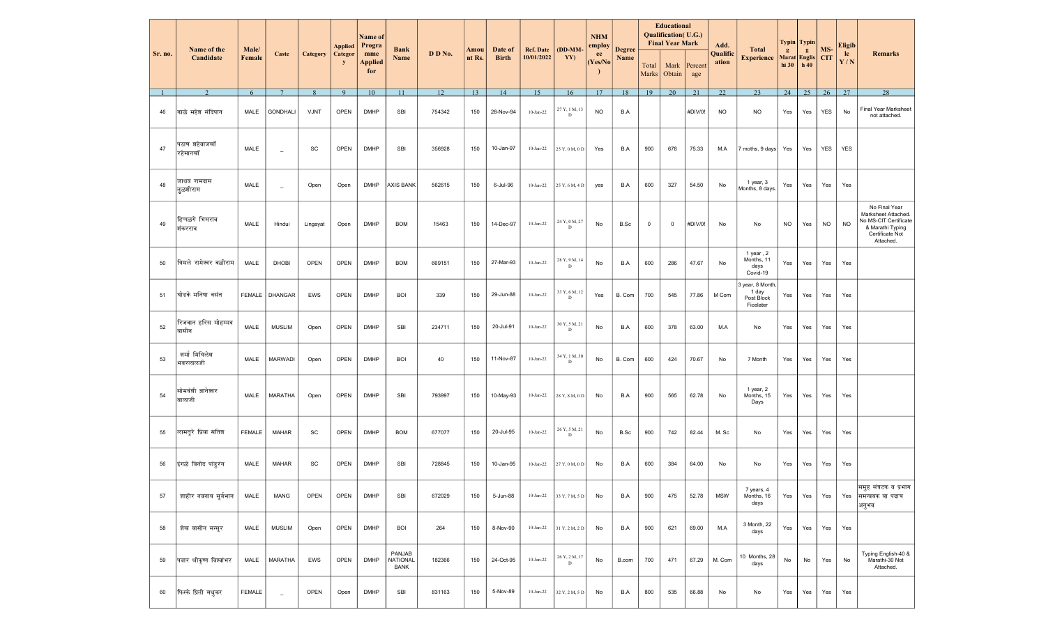| Sr. no. | Name of the Candidate | Male/ Female | Caste | Category | Applied Category | Name of Programme Applied for | Bank Name | D D No. | Amount Rs. | Date of Birth | Ref. Date 10/01/2022 | (DD-MM-YY) | NHM employee (Yes/No) | Degree Name | Educational Qualification( U.G.) Final Year Mark | | | Add. Qualification | Total Experience | Typing Marathi 30 | Typing English 40 | MS-CIT | Eligible Y / N | Remarks |
|---|---|---|---|---|---|---|---|---|---|---|---|---|---|---|---|---|---|---|---|---|---|---|---|---|
| | | | | | | | | | | | | | | | Total Marks | Mark Obtain | Percentage | | | | | | | |
| 1 | 2 | 6 | 7 | 8 | 9 | 10 | 11 | 12 | 13 | 14 | 15 | 16 | 17 | 18 | 19 | 20 | 21 | 22 | 23 | 24 | 25 | 26 | 27 | 28 |
| 46 | काळे महेश संदिपान | MALE | GONDHALI | VJNT | OPEN | DMHP | SBI | 754342 | 150 | 28-Nov-94 | 10-Jan-22 | 27 Y, 1 M, 13 D | NO | B.A | | | #DIV/0! | NO | NO | Yes | Yes | YES | No | Final Year Marksheet not attached. |
| 47 | पठाण शहेबाजखाँ रहेमानखाँ | MALE | _ | SC | OPEN | DMHP | SBI | 356928 | 150 | 10-Jan-97 | 10-Jan-22 | 25 Y, 0 M, 0 D | Yes | B.A | 900 | 678 | 75.33 | M.A | 7 moths, 9 days | Yes | Yes | YES | YES | |
| 48 | जाधव रामदास तुळशीराम | MALE | _ | Open | Open | DMHP | AXIS BANK | 562615 | 150 | 6-Jul-96 | 10-Jan-22 | 25 Y, 6 M, 4 D | yes | B.A | 600 | 327 | 54.50 | No | 1 year, 3 Months, 8 days. | Yes | Yes | Yes | Yes | |
| 49 | हिप्पळगे भिमराव शंकरराव | MALE | Hindui | Lingayat | Open | DMHP | BOM | 15463 | 150 | 14-Dec-97 | 10-Jan-22 | 24 Y, 0 M, 27 D | No | B.Sc | 0 | 0 | #DIV/0! | No | No | NO | Yes | NO | NO | No Final Year Marksheet Attached. No MS-CIT Certificate & Marathi Typing Certificate Not Attached. |
| 50 | निमले रामेश्वर बळीराम | MALE | DHOBI | OPEN | OPEN | DMHP | BOM | 669151 | 150 | 27-Mar-93 | 10-Jan-22 | 28 Y, 9 M, 14 D | No | B.A | 600 | 286 | 47.67 | No | 1 year , 2 Months, 11 days Covid-19 | Yes | Yes | Yes | Yes | |
| 51 | चोडके मनिषा वसंत | FEMALE | DHANGAR | EWS | OPEN | DMHP | BOI | 339 | 150 | 29-Jun-88 | 10-Jan-22 | 33 Y, 6 M, 12 D | Yes | B. Com | 700 | 545 | 77.86 | M Com | 3 year, 8 Month, 1 day Post Block Ficelater | Yes | Yes | Yes | Yes | |
| 52 | रिजवान हरिस मोहम्मद यासीन | MALE | MUSLIM | Open | OPEN | DMHP | SBI | 234711 | 150 | 20-Jul-91 | 10-Jan-22 | 30 Y, 5 M, 21 D | No | B.A | 600 | 378 | 63.00 | M.A | No | Yes | Yes | Yes | Yes | |
| 53 | शर्मा मिथिलेश भवरलालजी | MALE | MARWADI | Open | OPEN | DMHP | BOI | 40 | 150 | 11-Nov-87 | 10-Jan-22 | 34 Y, 1 M, 30 D | No | B. Com | 600 | 424 | 70.67 | No | 7 Month | Yes | Yes | Yes | Yes | |
| 54 | सोमवंशी ज्ञानेश्वर बालाजी | MALE | MARATHA | Open | OPEN | DMHP | SBI | 793997 | 150 | 10-May-93 | 10-Jan-22 | 28 Y, 8 M, 0 D | No | B.A | 900 | 565 | 62.78 | No | 1 year, 2 Months, 15 Days | Yes | Yes | Yes | Yes | |
| 55 | लामतुरे प्रिया सतिश | FEMALE | MAHAR | SC | OPEN | DMHP | BOM | 677077 | 150 | 20-Jul-95 | 10-Jan-22 | 26 Y, 5 M, 21 D | No | B.Sc | 900 | 742 | 82.44 | M. Sc | No | Yes | Yes | Yes | Yes | |
| 56 | इंगळे विनोद पांडुरंग | MALE | MAHAR | SC | OPEN | DMHP | SBI | 728845 | 150 | 10-Jan-95 | 10-Jan-22 | 27 Y, 0 M, 0 D | No | B.A | 600 | 384 | 64.00 | No | No | Yes | Yes | Yes | Yes | |
| 57 | शाहीर नवनाथ सूर्यभान | MALE | MANG | OPEN | OPEN | DMHP | SBI | 672029 | 150 | 5-Jun-88 | 10-Jan-22 | 33 Y, 7 M, 5 D | No | B.A | 900 | 475 | 52.78 | MSW | 7 years, 4 Months, 16 days | Yes | Yes | Yes | Yes | समुह संघटक व प्रभाग समन्वयक या पदाचा अनुभव |
| 58 | शेख यासीन मन्सूर | MALE | MUSLIM | Open | OPEN | DMHP | BOI | 264 | 150 | 8-Nov-90 | 10-Jan-22 | 31 Y, 2 M, 2 D | No | B.A | 900 | 621 | 69.00 | M.A | 3 Month, 22 days | Yes | Yes | Yes | Yes | |
| 59 | पवार श्रीकृष्ण विश्वांभर | MALE | MARATHA | EWS | OPEN | DMHP | PANJAB NATIONAL BANK | 182366 | 150 | 24-Oct-95 | 10-Jan-22 | 26 Y, 2 M, 17 D | No | B.com | 700 | 471 | 67.29 | M. Com | 10 Months, 28 days | No | No | Yes | No | Typing English-40 & Marathi-30 Not Attached. |
| 60 | फिस्के प्रिती मधुकर | FEMALE | _ | OPEN | Open | DMHP | SBI | 831163 | 150 | 5-Nov-89 | 10-Jan-22 | 32 Y, 2 M, 5 D | No | B.A | 800 | 535 | 66.88 | No | No | Yes | Yes | Yes | Yes | |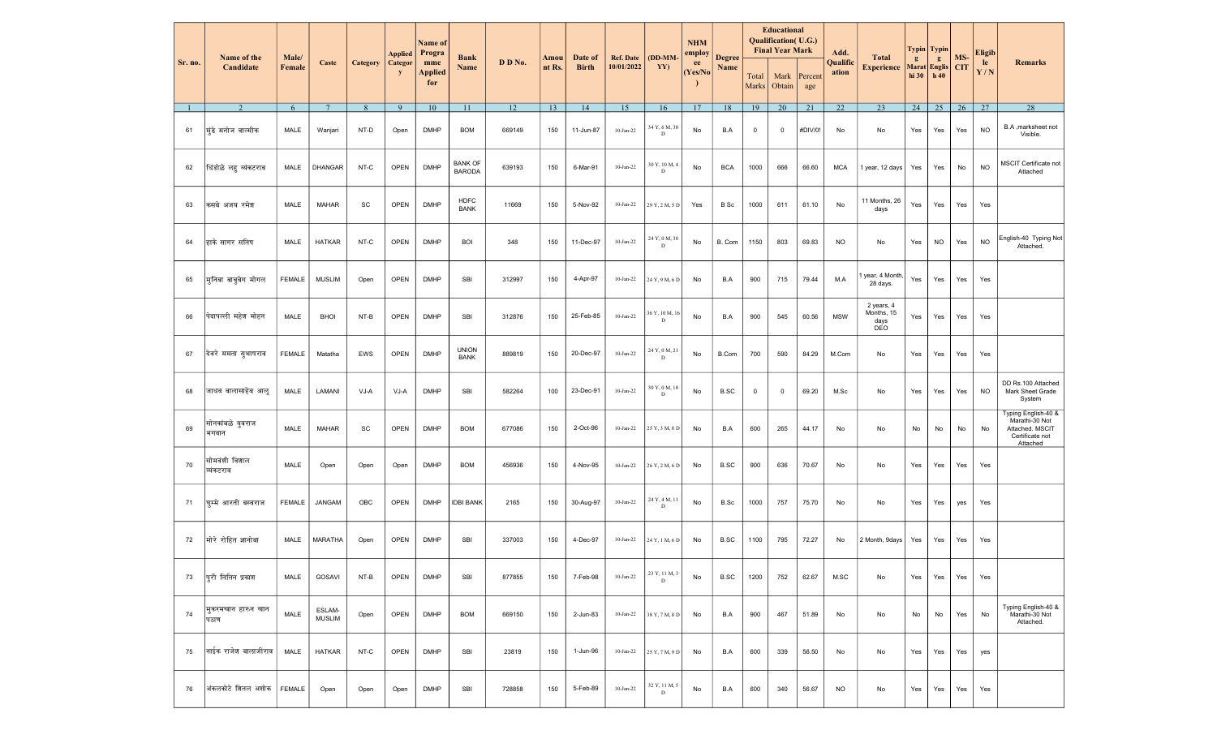| Sr. no. | Name of the Candidate | Male/ Female | Caste | Category | Applied Category | Name of Programme Applied for | Bank Name | D D No. | Amount Rs. | Date of Birth | Ref. Date 10/01/2022 | (DD-MM-YY) | NHM employee (Yes/No) | Degree Name | Educational Qualification( U.G.) Final Year Mark | | | Add. Qualification | Total Experience | Typing Marathi 30 | Typing English 40 | MS-CIT | Eligible Y / N | Remarks |
|---|---|---|---|---|---|---|---|---|---|---|---|---|---|---|---|---|---|---|---|---|---|---|---|---|
| | | | | | | | | | | | | | | | Total Marks | Mark Obtain | Percentage | | | | | | | |
| 1 | 2 | 6 | 7 | 8 | 9 | 10 | 11 | 12 | 13 | 14 | 15 | 16 | 17 | 18 | 19 | 20 | 21 | 22 | 23 | 24 | 25 | 26 | 27 | 28 |
| 61 | मुंढे मनोज वाल्मीक | MALE | Wanjari | NT-D | Open | DMHP | BOM | 669149 | 150 | 11-Jun-87 | 10-Jan-22 | 34 Y, 6 M, 30 D | No | B.A | 0 | 0 | #DIV/0! | No | No | Yes | Yes | Yes | NO | B.A ,marksheet not Visible. |
| 62 | धिंडोळे लहू व्यंकटराव | MALE | DHANGAR | NT-C | OPEN | DMHP | BANK OF BARODA | 639193 | 150 | 6-Mar-91 | 10-Jan-22 | 30 Y, 10 M, 4 D | No | BCA | 1000 | 666 | 66.60 | MCA | 1 year, 12 days | Yes | Yes | No | NO | MSCIT Certificate not Attached |
| 63 | कसबे अजय रमेश | MALE | MAHAR | SC | OPEN | DMHP | HDFC BANK | 11669 | 150 | 5-Nov-92 | 10-Jan-22 | 29 Y, 2 M, 5 D | Yes | B Sc | 1000 | 611 | 61.10 | No | 11 Months, 26 days | Yes | Yes | Yes | Yes | |
| 64 | हाके सागर सतिष | MALE | HATKAR | NT-C | OPEN | DMHP | BOI | 348 | 150 | 11-Dec-97 | 10-Jan-22 | 24 Y, 0 M, 30 D | No | B. Com | 1150 | 803 | 69.83 | NO | No | Yes | NO | Yes | NO | English-40 Typing Not Attached. |
| 65 | मुनिवा बाबुबेग मोगल | FEMALE | MUSLIM | Open | OPEN | DMHP | SBI | 312997 | 150 | 4-Apr-97 | 10-Jan-22 | 24 Y, 9 M, 6 D | No | B.A | 900 | 715 | 79.44 | M.A | 1 year, 4 Month, 28 days. | Yes | Yes | Yes | Yes | |
| 66 | पेदापल्ली महेश मोहन | MALE | BHOI | NT-B | OPEN | DMHP | SBI | 312876 | 150 | 25-Feb-85 | 10-Jan-22 | 36 Y, 10 M, 16 D | No | B.A | 900 | 545 | 60.56 | MSW | 2 years, 4 Months, 15 days DEO | Yes | Yes | Yes | Yes | |
| 67 | देवरे ममता सुभाषराव | FEMALE | Matatha | EWS | OPEN | DMHP | UNION BANK | 889819 | 150 | 20-Dec-97 | 10-Jan-22 | 24 Y, 0 M, 21 D | No | B.Com | 700 | 590 | 84.29 | M.Com | No | Yes | Yes | Yes | Yes | |
| 68 | जाधव बालासाहेब आलू | MALE | LAMANI | VJ-A | VJ-A | DMHP | SBI | 582264 | 100 | 23-Dec-91 | 10-Jan-22 | 30 Y, 0 M, 18 D | No | B.SC | 0 | 0 | 69.20 | M.Sc | No | Yes | Yes | Yes | NO | DD Rs.100 Attached Mark Sheet Grade System |
| 69 | सोनकांबळे युवराज भगवान | MALE | MAHAR | SC | OPEN | DMHP | BOM | 677086 | 150 | 2-Oct-96 | 10-Jan-22 | 25 Y, 3 M, 8 D | No | B.A | 600 | 265 | 44.17 | No | No | No | No | No | No | Typing English-40 & Marathi-30 Not Attached. MSCIT Certificate not Attached |
| 70 | सोमवंशी विशाल व्यंकटराव | MALE | Open | Open | Open | DMHP | BOM | 456936 | 150 | 4-Nov-95 | 10-Jan-22 | 26 Y, 2 M, 6 D | No | B.SC | 900 | 636 | 70.67 | No | No | Yes | Yes | Yes | Yes | |
| 71 | घुम्मे आरती बस्वराज | FEMALE | JANGAM | OBC | OPEN | DMHP | IDBI BANK | 2165 | 150 | 30-Aug-97 | 10-Jan-22 | 24 Y, 4 M, 11 D | No | B.Sc | 1000 | 757 | 75.70 | No | No | Yes | Yes | yes | Yes | |
| 72 | मोरे रोहित ज्ञानोबा | MALE | MARATHA | Open | OPEN | DMHP | SBI | 337003 | 150 | 4-Dec-97 | 10-Jan-22 | 24 Y, 1 M, 6 D | No | B.SC | 1100 | 795 | 72.27 | No | 2 Month, 9days | Yes | Yes | Yes | Yes | |
| 73 | पुरी नितिन प्रकाश | MALE | GOSAVI | NT-B | OPEN | DMHP | SBI | 877855 | 150 | 7-Feb-98 | 10-Jan-22 | 23 Y, 11 M, 3 D | No | B.SC | 1200 | 752 | 62.67 | M.SC | No | Yes | Yes | Yes | Yes | |
| 74 | मुकरमखान हारुन खान पठाण | MALE | ESLAM-MUSLIM | Open | OPEN | DMHP | BOM | 669150 | 150 | 2-Jun-83 | 10-Jan-22 | 38 Y, 7 M, 8 D | No | B.A | 900 | 467 | 51.89 | No | No | No | No | Yes | No | Typing English-40 & Marathi-30 Not Attached. |
| 75 | नाईक राजेश बालाजीराव | MALE | HATKAR | NT-C | OPEN | DMHP | SBI | 23819 | 150 | 1-Jun-96 | 10-Jan-22 | 25 Y, 7 M, 9 D | No | B.A | 600 | 339 | 56.50 | No | No | Yes | Yes | Yes | yes | |
| 76 | अंकलकोटे शितल अशोक | FEMALE | Open | Open | Open | DMHP | SBI | 728858 | 150 | 5-Feb-89 | 10-Jan-22 | 32 Y, 11 M, 5 D | No | B.A | 600 | 340 | 56.67 | NO | No | Yes | Yes | Yes | Yes | |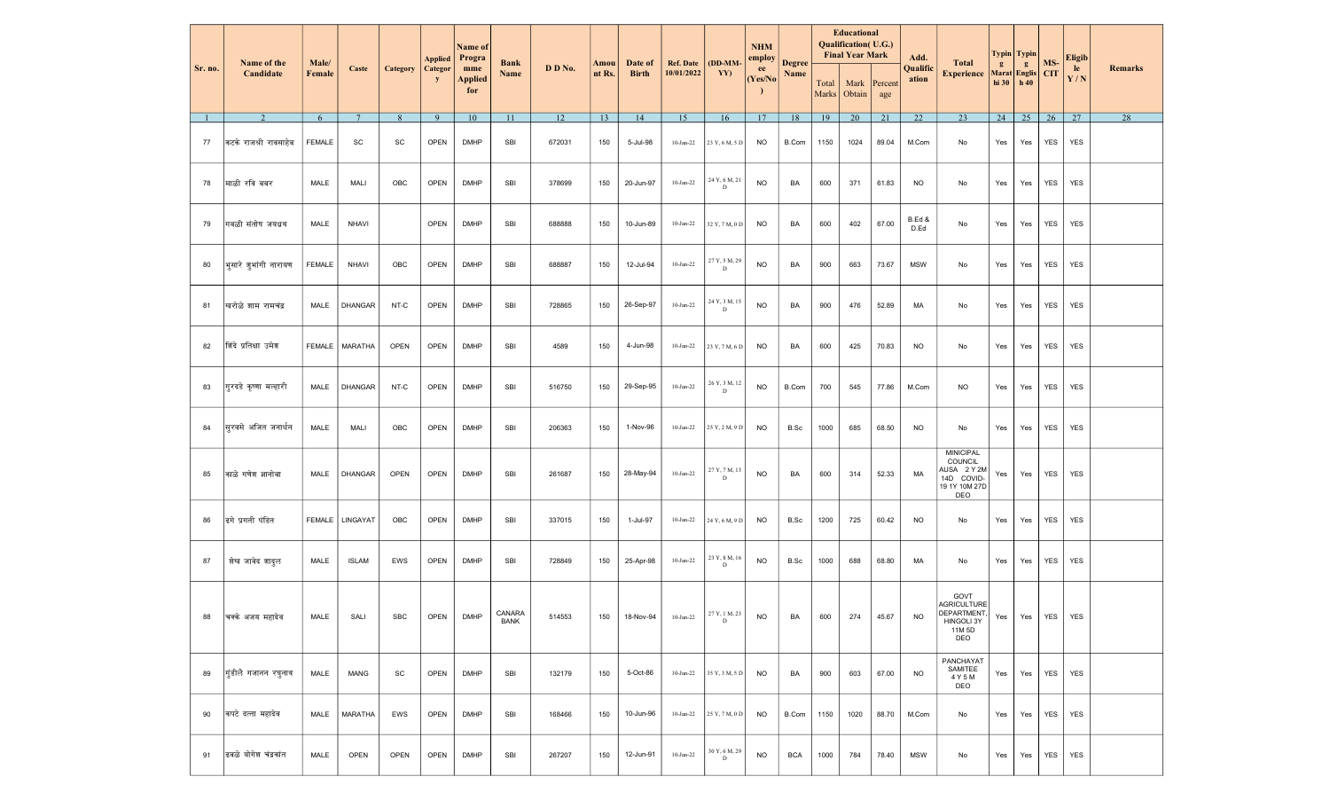| Sr. no. | Name of the Candidate | Male/ Female | Caste | Category | Applied Category | Name of Programme Applied for | Bank Name | D D No. | Amount Rs. | Date of Birth | Ref. Date 10/01/2022 | (DD-MM-YY) | NHM employee (Yes/No) | Degree Name | Educational Qualification( U.G.) Final Year Mark | | | Add. Qualification | Total Experience | Typing Marathi 30 | Typing English 40 | MS-CIT | Eligible Y / N | Remarks |
|---|---|---|---|---|---|---|---|---|---|---|---|---|---|---|---|---|---|---|---|---|---|---|---|---|
| | | | | | | | | | | | | | | | Total Marks | Mark Obtain | Percentage | | | | | | | |
| 1 | 2 | 6 | 7 | 8 | 9 | 10 | 11 | 12 | 13 | 14 | 15 | 16 | 17 | 18 | 19 | 20 | 21 | 22 | 23 | 24 | 25 | 26 | 27 | 28 |
| 77 | कटके राजश्री रावसाहेब | FEMALE | SC | SC | OPEN | DMHP | SBI | 672031 | 150 | 5-Jul-98 | 10-Jan-22 | 23 Y, 6 M, 5 D | NO | B.Com | 1150 | 1024 | 89.04 | M.Com | No | Yes | Yes | YES | YES | |
| 78 | माळी रवि बबर | MALE | MALI | OBC | OPEN | DMHP | SBI | 378699 | 150 | 20-Jun-97 | 10-Jan-22 | 24 Y, 6 M, 21 D | NO | BA | 600 | 371 | 61.83 | NO | No | Yes | Yes | YES | YES | |
| 79 | गवळी संतोष जयध्वज | MALE | NHAVI | | OPEN | DMHP | SBI | 688888 | 150 | 10-Jun-89 | 10-Jan-22 | 32 Y, 7 M, 0 D | NO | BA | 600 | 402 | 67.00 | B.Ed & D.Ed | No | Yes | Yes | YES | YES | |
| 80 | भुसारे कुमांगी नारायण | FEMALE | NHAVI | OBC | OPEN | DMHP | SBI | 688887 | 150 | 12-Jul-94 | 10-Jan-22 | 27 Y, 5 M, 29 D | NO | BA | 900 | 663 | 73.67 | MSW | No | Yes | Yes | YES | YES | |
| 81 | खरोळे शाम रामचंद्र | MALE | DHANGAR | NT-C | OPEN | DMHP | SBI | 728865 | 150 | 26-Sep-97 | 10-Jan-22 | 24 Y, 3 M, 15 D | NO | BA | 900 | 476 | 52.89 | MA | No | Yes | Yes | YES | YES | |
| 82 | शिंदे प्रतिक्षा उमेश | FEMALE | MARATHA | OPEN | OPEN | DMHP | SBI | 4589 | 150 | 4-Jun-98 | 10-Jan-22 | 23 Y, 7 M, 6 D | NO | BA | 600 | 425 | 70.83 | NO | No | Yes | Yes | YES | YES | |
| 83 | गुरपडे कृष्णा मल्हारी | MALE | DHANGAR | NT-C | OPEN | DMHP | SBI | 516750 | 150 | 29-Sep-95 | 10-Jan-22 | 26 Y, 3 M, 12 D | NO | B.Com | 700 | 545 | 77.86 | M.Com | NO | Yes | Yes | YES | YES | |
| 84 | सुरवसे अजित जनार्धन | MALE | MALI | OBC | OPEN | DMHP | SBI | 206363 | 150 | 1-Nov-96 | 10-Jan-22 | 25 Y, 2 M, 9 D | NO | B.Sc | 1000 | 685 | 68.50 | NO | No | Yes | Yes | YES | YES | |
| 85 | काळे गणेश ज्ञानोबा | MALE | DHANGAR | OPEN | OPEN | DMHP | SBI | 261687 | 150 | 28-May-94 | 10-Jan-22 | 27 Y, 7 M, 13 D | NO | BA | 600 | 314 | 52.33 | MA | MINICIPAL COUNCIL AUSA 2 Y 2M 14D COVID-19 1Y 10M 27D DEO | Yes | Yes | YES | YES | |
| 86 | डगे प्रगती पंडित | FEMALE | LINGAYAT | OBC | OPEN | DMHP | SBI | 337015 | 150 | 1-Jul-97 | 10-Jan-22 | 24 Y, 6 M, 9 D | NO | B,Sc | 1200 | 725 | 60.42 | NO | No | Yes | Yes | YES | YES | |
| 87 | शेख जावेद शादुल | MALE | ISLAM | EWS | OPEN | DMHP | SBI | 728849 | 150 | 25-Apr-98 | 10-Jan-22 | 23 Y, 8 M, 16 D | NO | B.Sc | 1000 | 688 | 68.80 | MA | No | Yes | Yes | YES | YES | |
| 88 | चक्के अजय महादेव | MALE | SALI | SBC | OPEN | DMHP | CANARA BANK | 514553 | 150 | 18-Nov-94 | 10-Jan-22 | 27 Y, 1 M, 23 D | NO | BA | 600 | 274 | 45.67 | NO | GOVT AGRICULTURE DEPARTMENT, HINGOLI 3Y 11M 5D DEO | Yes | Yes | YES | YES | |
| 89 | गुंडीले गजानन रघुनाथ | MALE | MANG | SC | OPEN | DMHP | SBI | 132179 | 150 | 5-Oct-86 | 10-Jan-22 | 35 Y, 3 M, 5 D | NO | BA | 900 | 603 | 67.00 | NO | PANCHAYAT SAMITEE 4 Y 5 M DEO | Yes | Yes | YES | YES | |
| 90 | कपटे दत्ता महादेव | MALE | MARATHA | EWS | OPEN | DMHP | SBI | 168466 | 150 | 10-Jun-96 | 10-Jan-22 | 25 Y, 7 M, 0 D | NO | B.Com | 1150 | 1020 | 88.70 | M.Com | No | Yes | Yes | YES | YES | |
| 91 | डवळे योगेश चंद्रकांत | MALE | OPEN | OPEN | OPEN | DMHP | SBI | 267207 | 150 | 12-Jun-91 | 10-Jan-22 | 30 Y, 6 M, 29 D | NO | BCA | 1000 | 784 | 78.40 | MSW | No | Yes | Yes | YES | YES | |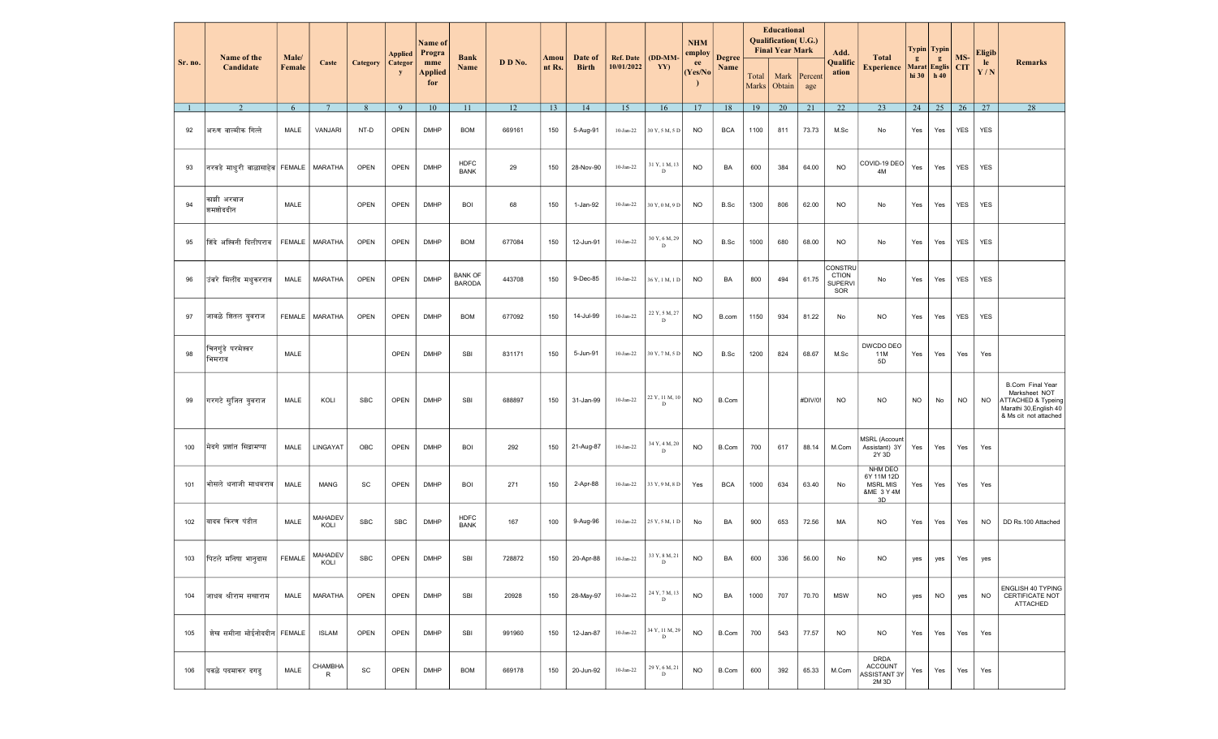| Sr. no. | Name of the Candidate | Male/ Female | Caste | Category | Applied Category | Name of Programme Applied for | Bank Name | D D No. | Amount Rs. | Date of Birth | Ref. Date 10/01/2022 | (DD-MM-YY) | NHM employee (Yes/No) | Degree Name | Educational Qualification( U.G.) Final Year Mark | | | Add. Qualification | Total Experience | Typing Marathi 30 | Typing English 40 | MS-CIT | Eligible Y / N | Remarks |
|---|---|---|---|---|---|---|---|---|---|---|---|---|---|---|---|---|---|---|---|---|---|---|---|---|
| | | | | | | | | | | | | | | | Total Marks | Mark Obtain | Percentage | | | | | | | |
| 1 | 2 | 6 | 7 | 8 | 9 | 10 | 11 | 12 | 13 | 14 | 15 | 16 | 17 | 18 | 19 | 20 | 21 | 22 | 23 | 24 | 25 | 26 | 27 | 28 |
| 92 | अरुण वाल्मीक गित्ते | MALE | VANJARI | NT-D | OPEN | DMHP | BOM | 669161 | 150 | 5-Aug-91 | 10-Jan-22 | 30 Y, 5 M, 5 D | NO | BCA | 1100 | 811 | 73.73 | M.Sc | No | Yes | Yes | YES | YES | |
| 93 | नरवडे माधुरी बाळासाहेब | FEMALE | MARATHA | OPEN | OPEN | DMHP | HDFC BANK | 29 | 150 | 28-Nov-90 | 10-Jan-22 | 31 Y, 1 M, 13 D | NO | BA | 600 | 384 | 64.00 | NO | COVID-19 DEO 4M | Yes | Yes | YES | YES | |
| 94 | काझी अरबाज शमशोददीन | MALE | | OPEN | OPEN | DMHP | BOI | 68 | 150 | 1-Jan-92 | 10-Jan-22 | 30 Y, 0 M, 9 D | NO | B.Sc | 1300 | 806 | 62.00 | NO | No | Yes | Yes | YES | YES | |
| 95 | शिंदे अश्विनी दिलीपराव | FEMALE | MARATHA | OPEN | OPEN | DMHP | BOM | 677084 | 150 | 12-Jun-91 | 10-Jan-22 | 30 Y, 6 M, 29 D | NO | B.Sc | 1000 | 680 | 68.00 | NO | No | Yes | Yes | YES | YES | |
| 96 | उंबरे मिलींद मधुकरराव | MALE | MARATHA | OPEN | OPEN | DMHP | BANK OF BARODA | 443708 | 150 | 9-Dec-85 | 10-Jan-22 | 36 Y, 1 M, 1 D | NO | BA | 800 | 494 | 61.75 | CONSTRUCTION SUPERVISOR | No | Yes | Yes | YES | YES | |
| 97 | जावळे शितल युवराज | FEMALE | MARATHA | OPEN | OPEN | DMHP | BOM | 677092 | 150 | 14-Jul-99 | 10-Jan-22 | 22 Y, 5 M, 27 D | NO | B.com | 1150 | 934 | 81.22 | No | NO | Yes | Yes | YES | YES | |
| 98 | चिलगुंडे परमेश्वर भिमराव | MALE | | | OPEN | DMHP | SBI | 831171 | 150 | 5-Jun-91 | 10-Jan-22 | 30 Y, 7 M, 5 D | NO | B.Sc | 1200 | 824 | 68.67 | M.Sc | DWCDO DEO 11M 5D | Yes | Yes | Yes | Yes | |
| 99 | गरगटे सुजित युवराज | MALE | KOLI | SBC | OPEN | DMHP | SBI | 688897 | 150 | 31-Jan-99 | 10-Jan-22 | 22 Y, 11 M, 10 D | NO | B.Com | | | #DIV/0! | NO | NO | NO | No | NO | NO | B.Com Final Year Marksheet NOT ATTACHED & Typing Marathi 30,English 40 & Ms cit not attached |
| 100 | मेवगे प्रशांत सिद्रामप्पा | MALE | LINGAYAT | OBC | OPEN | DMHP | BOI | 292 | 150 | 21-Aug-87 | 10-Jan-22 | 34 Y, 4 M, 20 D | NO | B.Com | 700 | 617 | 88.14 | M.Com | MSRL (Account Assistant) 3Y 2Y 3D | Yes | Yes | Yes | Yes | |
| 101 | भोसले धनाजी माधवराव | MALE | MANG | SC | OPEN | DMHP | BOI | 271 | 150 | 2-Apr-88 | 10-Jan-22 | 33 Y, 9 M, 8 D | Yes | BCA | 1000 | 634 | 63.40 | No | NHM DEO 6Y 11M 12D MSRL MIS &ME 3 Y 4M 3D | Yes | Yes | Yes | Yes | |
| 102 | यादव किरण पंडीत | MALE | MAHADEV KOLI | SBC | SBC | DMHP | HDFC BANK | 167 | 100 | 9-Aug-96 | 10-Jan-22 | 25 Y, 5 M, 1 D | No | BA | 900 | 653 | 72.56 | MA | NO | Yes | Yes | Yes | NO | DD Rs.100 Attached |
| 103 | पिटले मनिषा भानुदास | FEMALE | MAHADEV KOLI | SBC | OPEN | DMHP | SBI | 728872 | 150 | 20-Apr-88 | 10-Jan-22 | 33 Y, 8 M, 21 D | NO | BA | 600 | 336 | 56.00 | No | NO | yes | yes | Yes | yes | |
| 104 | जाधव श्रीराम सखाराम | MALE | MARATHA | OPEN | OPEN | DMHP | SBI | 20928 | 150 | 28-May-97 | 10-Jan-22 | 24 Y, 7 M, 13 D | NO | BA | 1000 | 707 | 70.70 | MSW | NO | yes | NO | yes | NO | ENGLISH 40 TYPING CERTIFICATE NOT ATTACHED |
| 105 | शेख समीना मोईनोददीन | FEMALE | ISLAM | OPEN | OPEN | DMHP | SBI | 991960 | 150 | 12-Jan-87 | 10-Jan-22 | 34 Y, 11 M, 29 D | NO | B.Com | 700 | 543 | 77.57 | NO | NO | Yes | Yes | Yes | Yes | |
| 106 | पवळे पदमाकर दगडु | MALE | CHAMBHAR | SC | OPEN | DMHP | BOM | 669178 | 150 | 20-Jun-92 | 10-Jan-22 | 29 Y, 6 M, 21 D | NO | B.Com | 600 | 392 | 65.33 | M.Com | DRDA ACCOUNT ASSISTANT 3Y 2M 3D | Yes | Yes | Yes | Yes | |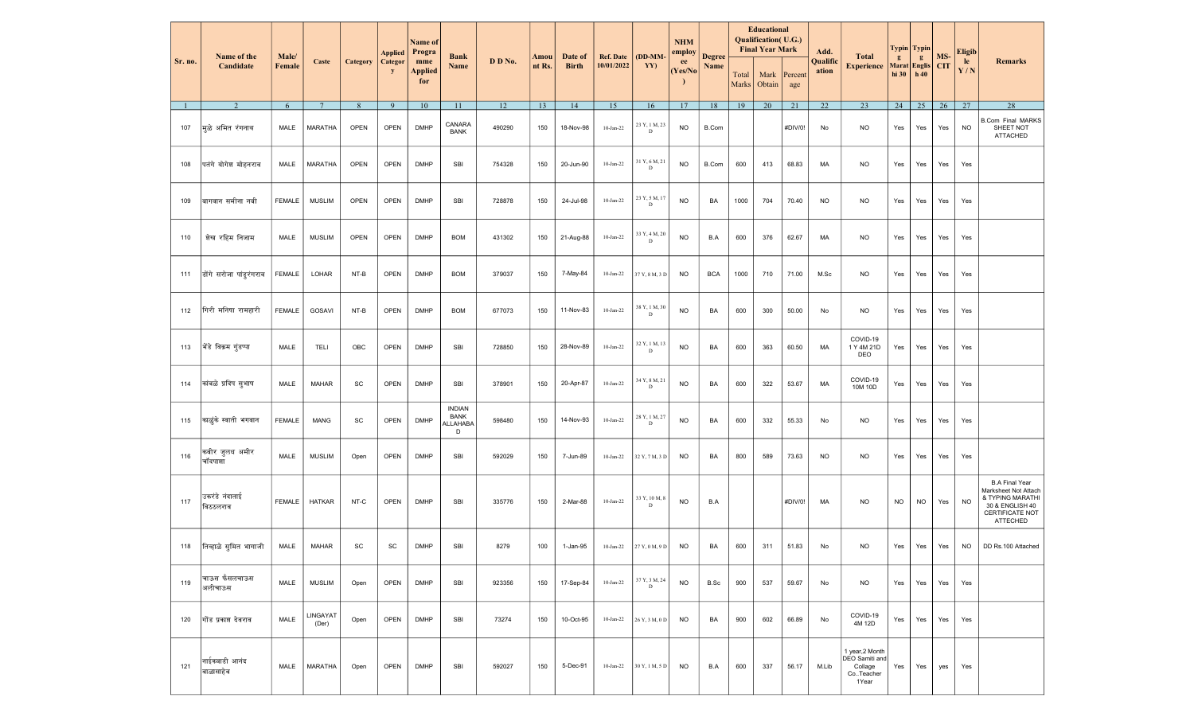| Sr. no. | Name of the Candidate | Male/ Female | Caste | Category | Applied Category | Name of Programme Applied for | Bank Name | D D No. | Amount Rs. | Date of Birth | Ref. Date 10/01/2022 | (DD-MM-YY) | NHM employee (Yes/No) | Degree Name | Educational Qualification( U.G.) Final Year Mark | | | Add. Qualification | Total Experience | Typing Marathi 30 | Typing English 40 | MS-CIT | Eligible Y / N | Remarks |
|---|---|---|---|---|---|---|---|---|---|---|---|---|---|---|---|---|---|---|---|---|---|---|---|---|
| | | | | | | | | | | | | | | | Total Marks | Mark Obtain | Percentage | | | | | | | |
| 1 | 2 | 6 | 7 | 8 | 9 | 10 | 11 | 12 | 13 | 14 | 15 | 16 | 17 | 18 | 19 | 20 | 21 | 22 | 23 | 24 | 25 | 26 | 27 | 28 |
| 107 | मुळे अमित रंगनाथ | MALE | MARATHA | OPEN | OPEN | DMHP | CANARA BANK | 490290 | 150 | 18-Nov-98 | 10-Jan-22 | 23 Y, 1 M, 23 D | NO | B.Com | | | #DIV/0! | No | NO | Yes | Yes | Yes | NO | B.Com Final MARKS SHEET NOT ATTACHED |
| 108 | पतंगे योगेश मोहनराव | MALE | MARATHA | OPEN | OPEN | DMHP | SBI | 754328 | 150 | 20-Jun-90 | 10-Jan-22 | 31 Y, 6 M, 21 D | NO | B.Com | 600 | 413 | 68.83 | MA | NO | Yes | Yes | Yes | Yes | |
| 109 | बागवान समीना नबी | FEMALE | MUSLIM | OPEN | OPEN | DMHP | SBI | 728878 | 150 | 24-Jul-98 | 10-Jan-22 | 23 Y, 5 M, 17 D | NO | BA | 1000 | 704 | 70.40 | NO | NO | Yes | Yes | Yes | Yes | |
| 110 | शेख रहिम निजाम | MALE | MUSLIM | OPEN | OPEN | DMHP | BOM | 431302 | 150 | 21-Aug-88 | 10-Jan-22 | 33 Y, 4 M, 20 D | NO | B.A | 600 | 376 | 62.67 | MA | NO | Yes | Yes | Yes | Yes | |
| 111 | डोंगे सरोजा पांडुरंगराव | FEMALE | LOHAR | NT-B | OPEN | DMHP | BOM | 379037 | 150 | 7-May-84 | 10-Jan-22 | 37 Y, 8 M, 3 D | NO | BCA | 1000 | 710 | 71.00 | M.Sc | NO | Yes | Yes | Yes | Yes | |
| 112 | गिरी मनिषा रामहारी | FEMALE | GOSAVI | NT-B | OPEN | DMHP | BOM | 677073 | 150 | 11-Nov-83 | 10-Jan-22 | 38 Y, 1 M, 30 D | NO | BA | 600 | 300 | 50.00 | No | NO | Yes | Yes | Yes | Yes | |
| 113 | भेंडे विक्रम गुंडप्पा | MALE | TELI | OBC | OPEN | DMHP | SBI | 728850 | 150 | 28-Nov-89 | 10-Jan-22 | 32 Y, 1 M, 13 D | NO | BA | 600 | 363 | 60.50 | MA | COVID-19 1 Y 4M 21D DEO | Yes | Yes | Yes | Yes | |
| 114 | कांबळे प्रदिप सुभाष | MALE | MAHAR | SC | OPEN | DMHP | SBI | 378901 | 150 | 20-Apr-87 | 10-Jan-22 | 34 Y, 8 M, 21 D | NO | BA | 600 | 322 | 53.67 | MA | COVID-19 10M 10D | Yes | Yes | Yes | Yes | |
| 115 | काळुंके स्वाती भगवान | FEMALE | MANG | SC | OPEN | DMHP | INDIAN BANK ALLAHABAD | 598480 | 150 | 14-Nov-93 | 10-Jan-22 | 28 Y, 1 M, 27 D | NO | BA | 600 | 332 | 55.33 | No | NO | Yes | Yes | Yes | Yes | |
| 116 | कबीर जुलध अमीर चाँदपाशा | MALE | MUSLIM | Open | OPEN | DMHP | SBI | 592029 | 150 | 7-Jun-89 | 10-Jan-22 | 32 Y, 7 M, 3 D | NO | BA | 800 | 589 | 73.63 | NO | NO | Yes | Yes | Yes | Yes | |
| 117 | उकरंडे नंदाताई विठ्ठलराव | FEMALE | HATKAR | NT-C | OPEN | DMHP | SBI | 335776 | 150 | 2-Mar-88 | 10-Jan-22 | 33 Y, 10 M, 8 D | NO | B.A | | | #DIV/0! | MA | NO | NO | NO | Yes | NO | B.A Final Year Marksheet Not Attach & TYPING MARATHI 30 & ENGLISH 40 CERTIFICATE NOT ATTECHED |
| 118 | तिव्हाळे सुमित भागाजी | MALE | MAHAR | SC | SC | DMHP | SBI | 8279 | 100 | 1-Jan-95 | 10-Jan-22 | 27 Y, 0 M, 9 D | NO | BA | 600 | 311 | 51.83 | No | NO | Yes | Yes | Yes | NO | DD Rs.100 Attached |
| 119 | चाऊस फैसलचाऊस अलीचाऊस | MALE | MUSLIM | Open | OPEN | DMHP | SBI | 923356 | 150 | 17-Sep-84 | 10-Jan-22 | 37 Y, 3 M, 24 D | NO | B.Sc | 900 | 537 | 59.67 | No | NO | Yes | Yes | Yes | Yes | |
| 120 | गोंड प्रकाश देवराव | MALE | LINGAYAT (Der) | Open | OPEN | DMHP | SBI | 73274 | 150 | 10-Oct-95 | 10-Jan-22 | 26 Y, 3 M, 0 D | NO | BA | 900 | 602 | 66.89 | No | COVID-19 4M 12D | Yes | Yes | Yes | Yes | |
| 121 | नाईकवाडी आनंद बाळासाहेब | MALE | MARATHA | Open | OPEN | DMHP | SBI | 592027 | 150 | 5-Dec-91 | 10-Jan-22 | 30 Y, 1 M, 5 D | NO | B.A | 600 | 337 | 56.17 | M.Lib | 1 year,2 Month DEO Samiti and Collage Co..Teacher 1Year | Yes | Yes | yes | Yes | |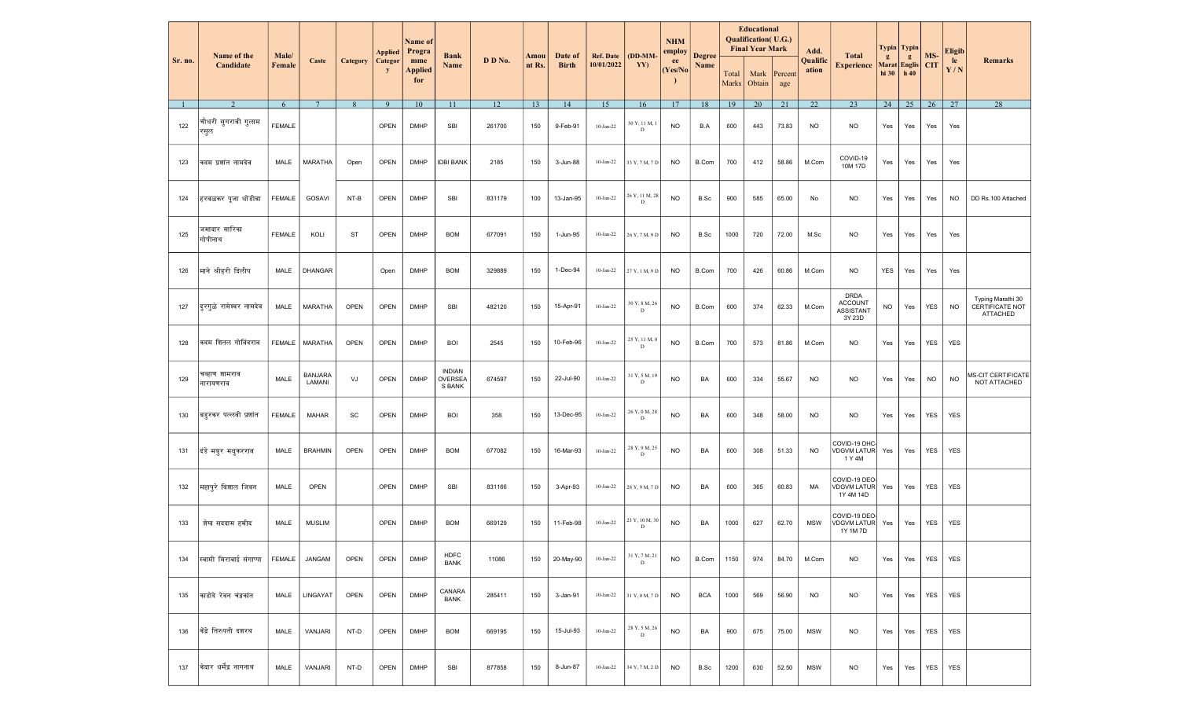| Sr. no. | Name of the Candidate | Male/ Female | Caste | Category | Applied Category | Name of Programme Applied for | Bank Name | D D No. | Amount Rs. | Date of Birth | Ref. Date 10/01/2022 | (DD-MM-YY) | NHM employee (Yes/No) | Degree Name | Educational Qualification( U.G.) Final Year Mark | | | Add. Qualification | Total Experience | Typing Marathi 30 | Typing English 40 | MS-CIT | Eligible Y / N | Remarks |
|---|---|---|---|---|---|---|---|---|---|---|---|---|---|---|---|---|---|---|---|---|---|---|---|---|
| | | | | | | | | | | | | | | | Total Marks | Mark Obtain | Percentage | | | | | | | |
| 1 | 2 | 6 | 7 | 8 | 9 | 10 | 11 | 12 | 13 | 14 | 15 | 16 | 17 | 18 | 19 | 20 | 21 | 22 | 23 | 24 | 25 | 26 | 27 | 28 |
| 122 | चौधरी सुगराबी गुलाम रसुल | FEMALE | | | OPEN | DMHP | SBI | 261700 | 150 | 9-Feb-91 | 10-Jan-22 | 30 Y, 11 M, 1 D | NO | B.A | 600 | 443 | 73.83 | NO | NO | Yes | Yes | Yes | Yes | |
| 123 | कदम प्रशांत नामदेव | MALE | MARATHA | Open | OPEN | DMHP | IDBI BANK | 2185 | 150 | 3-Jun-88 | 10-Jan-22 | 33 Y, 7 M, 7 D | NO | B.Com | 700 | 412 | 58.86 | M.Com | COVID-19 10M 17D | Yes | Yes | Yes | Yes | |
| 124 | हरवळकर पूजा धोंडीबा | FEMALE | GOSAVI | NT-B | OPEN | DMHP | SBI | 831179 | 100 | 13-Jan-95 | 10-Jan-22 | 26 Y, 11 M, 28 D | NO | B.Sc | 900 | 585 | 65.00 | No | NO | Yes | Yes | Yes | NO | DD Rs.100 Attached |
| 125 | जमादार सारिका गोपीनाथ | FEMALE | KOLI | ST | OPEN | DMHP | BOM | 677091 | 150 | 1-Jun-95 | 10-Jan-22 | 26 Y, 7 M, 9 D | NO | B.Sc | 1000 | 720 | 72.00 | M.Sc | NO | Yes | Yes | Yes | Yes | |
| 126 | माने श्रीहरी दिलीप | MALE | DHANGAR | | Open | DMHP | BOM | 329889 | 150 | 1-Dec-94 | 10-Jan-22 | 27 Y, 1 M, 9 D | NO | B.Com | 700 | 426 | 60.86 | M.Com | NO | YES | Yes | Yes | Yes | |
| 127 | दुरगुळे रामेश्वर नामदेव | MALE | MARATHA | OPEN | OPEN | DMHP | SBI | 482120 | 150 | 15-Apr-91 | 10-Jan-22 | 30 Y, 8 M, 26 D | NO | B.Com | 600 | 374 | 62.33 | M.Com | DRDA ACCOUNT ASSISTANT 3Y 23D | NO | Yes | YES | NO | Typing Marathi 30 CERTIFICATE NOT ATTACHED |
| 128 | कदम शितल गोविंदराव | FEMALE | MARATHA | OPEN | OPEN | DMHP | BOI | 2545 | 150 | 10-Feb-96 | 10-Jan-22 | 25 Y, 11 M, 0 D | NO | B.Com | 700 | 573 | 81.86 | M.Com | NO | Yes | Yes | YES | YES | |
| 129 | चव्हाण शामराव नारायणराव | MALE | BANJARA LAMANI | VJ | OPEN | DMHP | INDIAN OVERSEAS BANK | 674597 | 150 | 22-Jul-90 | 10-Jan-22 | 31 Y, 5 M, 19 D | NO | BA | 600 | 334 | 55.67 | NO | NO | Yes | Yes | NO | NO | MS-CIT CERTIFICATE NOT ATTACHED |
| 130 | बडुरकर पल्लवी प्रशांत | FEMALE | MAHAR | SC | OPEN | DMHP | BOI | 358 | 150 | 13-Dec-95 | 10-Jan-22 | 26 Y, 0 M, 28 D | NO | BA | 600 | 348 | 58.00 | NO | NO | Yes | Yes | YES | YES | |
| 131 | दंडे मयुर मधुकरराव | MALE | BRAHMIN | OPEN | OPEN | DMHP | BOM | 677082 | 150 | 16-Mar-93 | 10-Jan-22 | 28 Y, 9 M, 25 D | NO | BA | 600 | 308 | 51.33 | NO | COVID-19 DHC-VDGVM LATUR 1 Y 4M | Yes | Yes | YES | YES | |
| 132 | महापुरे विशाल जिवन | MALE | OPEN | | OPEN | DMHP | SBI | 831166 | 150 | 3-Apr-93 | 10-Jan-22 | 28 Y, 9 M, 7 D | NO | BA | 600 | 365 | 60.83 | MA | COVID-19 DEO-VDGVM LATUR 1Y 4M 14D | Yes | Yes | YES | YES | |
| 133 | शेख सद्दाम हमीद | MALE | MUSLIM | | OPEN | DMHP | BOM | 669129 | 150 | 11-Feb-98 | 10-Jan-22 | 23 Y, 10 M, 30 D | NO | BA | 1000 | 627 | 62.70 | MSW | COVID-19 DEO-VDGVM LATUR 1Y 1M 7D | Yes | Yes | YES | YES | |
| 134 | स्वामी मिराबाई संगाप्पा | FEMALE | JANGAM | OPEN | OPEN | DMHP | HDFC BANK | 11086 | 150 | 20-May-90 | 10-Jan-22 | 31 Y, 7 M, 21 D | NO | B.Com | 1150 | 974 | 84.70 | M.Com | NO | Yes | Yes | YES | YES | |
| 135 | काडोदे रेवन चंद्रकांत | MALE | LINGAYAT | OPEN | OPEN | DMHP | CANARA BANK | 285411 | 150 | 3-Jan-91 | 10-Jan-22 | 31 Y, 0 M, 7 D | NO | BCA | 1000 | 569 | 56.90 | NO | NO | Yes | Yes | YES | YES | |
| 136 | केंद्रे तिरुपती दशरथ | MALE | VANJARI | NT-D | OPEN | DMHP | BOM | 669195 | 150 | 15-Jul-93 | 10-Jan-22 | 28 Y, 5 M, 26 D | NO | BA | 900 | 675 | 75.00 | MSW | NO | Yes | Yes | YES | YES | |
| 137 | केदार धर्मेंद्र नागनाथ | MALE | VANJARI | NT-D | OPEN | DMHP | SBI | 877858 | 150 | 8-Jun-87 | 10-Jan-22 | 34 Y, 7 M, 2 D | NO | B.Sc | 1200 | 630 | 52.50 | MSW | NO | Yes | Yes | YES | YES | |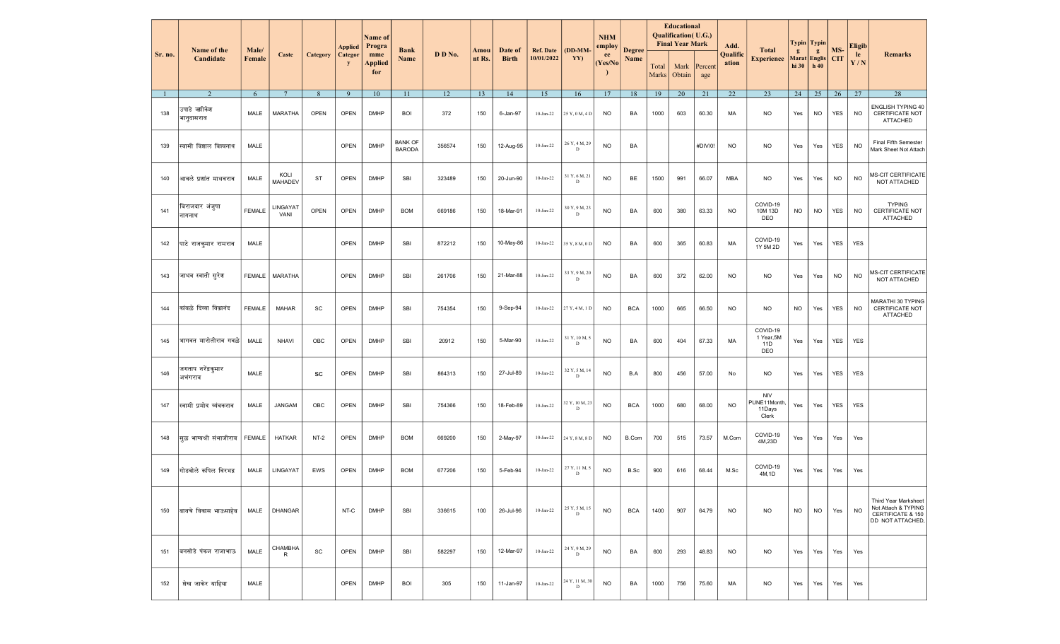| Sr. no. | Name of the Candidate | Male/ Female | Caste | Category | Applied Category | Name of Programme Applied for | Bank Name | D D No. | Amount Rs. | Date of Birth | Ref. Date 10/01/2022 | (DD-MM-YY) | NHM employee (Yes/No) | Degree Name | Educational Qualification( U.G.) Final Year Mark | | | Add. Qualification | Total Experience | Typing Marathi 30 | Typing English 40 | MS-CIT | Eligible Y / N | Remarks |
|---|---|---|---|---|---|---|---|---|---|---|---|---|---|---|---|---|---|---|---|---|---|---|---|---|
| | | | | | | | | | | | | | | | Total Marks | Mark Obtain | Percentage | | | | | | | |
| 1 | 2 | 6 | 7 | 8 | 9 | 10 | 11 | 12 | 13 | 14 | 15 | 16 | 17 | 18 | 19 | 20 | 21 | 22 | 23 | 24 | 25 | 26 | 27 | 28 |
| 138 | उपाडे ऋषिकेश भानुदासराव | MALE | MARATHA | OPEN | OPEN | DMHP | BOI | 372 | 150 | 6-Jan-97 | 10-Jan-22 | 25 Y, 0 M, 4 D | NO | BA | 1000 | 603 | 60.30 | MA | NO | Yes | NO | YES | NO | ENGLISH TYPING 40 CERTIFICATE NOT ATTACHED |
| 139 | स्वामी विशाल विश्वनाथ | MALE | | | OPEN | DMHP | BANK OF BARODA | 356574 | 150 | 12-Aug-95 | 10-Jan-22 | 26 Y, 4 M, 29 D | NO | BA | | | #DIV/0! | NO | NO | Yes | Yes | YES | NO | Final Fifth Semester Mark Sheet Not Attach |
| 140 | आवले प्रशांत माधवराव | MALE | KOLI MAHADEV | ST | OPEN | DMHP | SBI | 323489 | 150 | 20-Jun-90 | 10-Jan-22 | 31 Y, 6 M, 21 D | NO | BE | 1500 | 991 | 66.07 | MBA | NO | Yes | Yes | NO | NO | MS-CIT CERTIFICATE NOT ATTACHED |
| 141 | विराजदार अंजुषा नागनाथ | FEMALE | LINGAYAT VANI | OPEN | OPEN | DMHP | BOM | 669186 | 150 | 18-Mar-91 | 10-Jan-22 | 30 Y, 9 M, 23 D | NO | BA | 600 | 380 | 63.33 | NO | COVID-19 10M 13D DEO | NO | NO | YES | NO | TYPING CERTIFICATE NOT ATTACHED |
| 142 | पाटे राजकुमार रामराव | MALE | | | OPEN | DMHP | SBI | 872212 | 150 | 10-May-86 | 10-Jan-22 | 35 Y, 8 M, 0 D | NO | BA | 600 | 365 | 60.83 | MA | COVID-19 1Y 5M 2D | Yes | Yes | YES | YES | |
| 143 | जाधव स्वाती सुरेश | FEMALE | MARATHA | | OPEN | DMHP | SBI | 261706 | 150 | 21-Mar-88 | 10-Jan-22 | 33 Y, 9 M, 20 D | NO | BA | 600 | 372 | 62.00 | NO | NO | Yes | Yes | NO | NO | MS-CIT CERTIFICATE NOT ATTACHED |
| 144 | कांबळे दिव्या विक्रानंद | FEMALE | MAHAR | SC | OPEN | DMHP | SBI | 754354 | 150 | 9-Sep-94 | 10-Jan-22 | 27 Y, 4 M, 1 D | NO | BCA | 1000 | 665 | 66.50 | NO | NO | NO | Yes | YES | NO | MARATHI 30 TYPING CERTIFICATE NOT ATTACHED |
| 145 | भागवत मारोतीराव गवळे | MALE | NHAVI | OBC | OPEN | DMHP | SBI | 20912 | 150 | 5-Mar-90 | 10-Jan-22 | 31 Y, 10 M, 5 D | NO | BA | 600 | 404 | 67.33 | MA | COVID-19 1 Year,5M 11D DEO | Yes | Yes | YES | YES | |
| 146 | जगताप नरेंद्रकुमार अर्भगराव | MALE | | SC | OPEN | DMHP | SBI | 864313 | 150 | 27-Jul-89 | 10-Jan-22 | 32 Y, 5 M, 14 D | NO | B.A | 800 | 456 | 57.00 | No | NO | Yes | Yes | YES | YES | |
| 147 | स्वामी प्रमोद त्र्यंबकराव | MALE | JANGAM | OBC | OPEN | DMHP | SBI | 754366 | 150 | 18-Feb-89 | 10-Jan-22 | 32 Y, 10 M, 23 D | NO | BCA | 1000 | 680 | 68.00 | NO | NIV PUNE11Month, 11Days Clerk | Yes | Yes | YES | YES | |
| 148 | सुळ भाग्यश्री संभाजीराव | FEMALE | HATKAR | NT-2 | OPEN | DMHP | BOM | 669200 | 150 | 2-May-97 | 10-Jan-22 | 24 Y, 8 M, 8 D | NO | B.Com | 700 | 515 | 73.57 | M.Com | COVID-19 4M,23D | Yes | Yes | Yes | Yes | |
| 149 | गोडबोले कपिल विरभद्र | MALE | LINGAYAT | EWS | OPEN | DMHP | BOM | 677206 | 150 | 5-Feb-94 | 10-Jan-22 | 27 Y, 11 M, 5 D | NO | B.Sc | 900 | 616 | 68.44 | M.Sc | COVID-19 4M,1D | Yes | Yes | Yes | Yes | |
| 150 | वाघचे विकास भाऊसाहेब | MALE | DHANGAR | | NT-C | DMHP | SBI | 336615 | 100 | 26-Jul-96 | 10-Jan-22 | 25 Y, 5 M, 15 D | NO | BCA | 1400 | 907 | 64.79 | NO | NO | NO | NO | Yes | NO | Third Year Marksheet Not Attach & TYPING CERTIFICATE & 150 DD NOT ATTACHED, |
| 151 | बनसोडे पंकज राजाभाऊ | MALE | CHAMBHAR | SC | OPEN | DMHP | SBI | 582297 | 150 | 12-Mar-97 | 10-Jan-22 | 24 Y, 9 M, 29 D | NO | BA | 600 | 293 | 48.83 | NO | NO | Yes | Yes | Yes | Yes | |
| 152 | शेख जाकेर याहिया | MALE | | | OPEN | DMHP | BOI | 305 | 150 | 11-Jan-97 | 10-Jan-22 | 24 Y, 11 M, 30 D | NO | BA | 1000 | 756 | 75.60 | MA | NO | Yes | Yes | Yes | Yes | |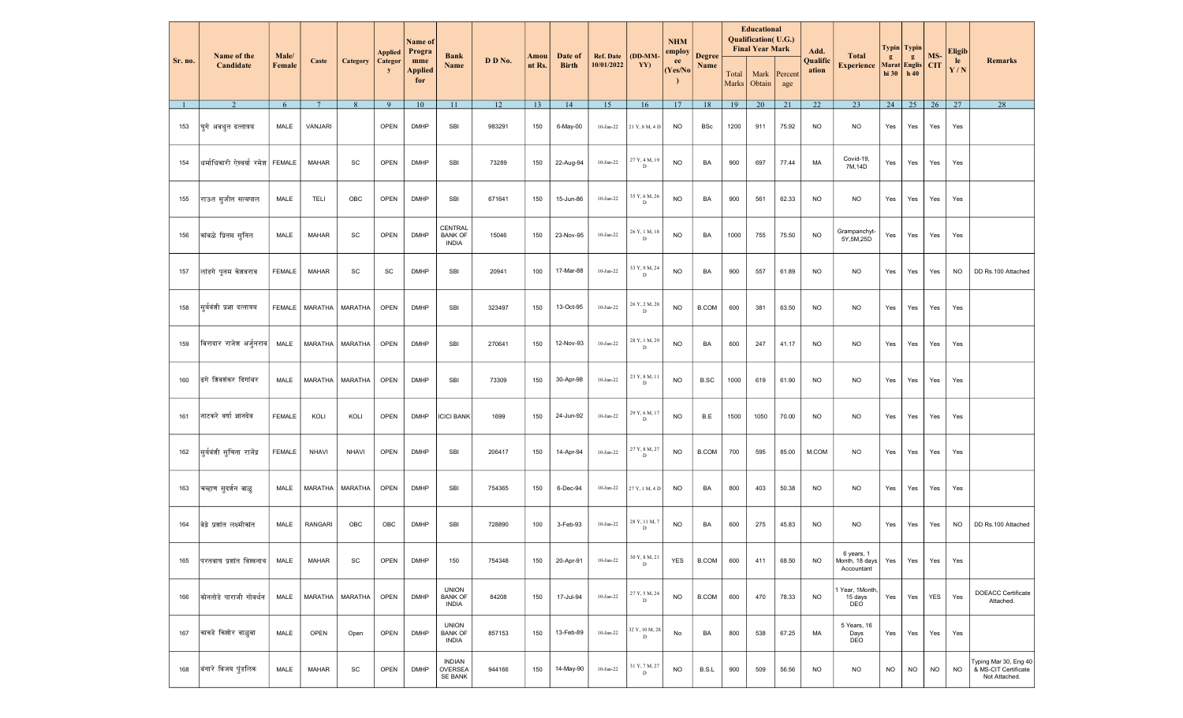| Sr. no. | Name of the Candidate | Male/ Female | Caste | Category | Applied Category | Name of Programme Applied for | Bank Name | D D No. | Amount Rs. | Date of Birth | Ref. Date 10/01/2022 | (DD-MM-YY) | NHM employee (Yes/No) | Degree Name | Educational Qualification( U.G.) Final Year Mark | | | Add. Qualification | Total Experience | Typing Marathi 30 | Typing English 40 | MS-CIT | Eligible Y / N | Remarks |
|---|---|---|---|---|---|---|---|---|---|---|---|---|---|---|---|---|---|---|---|---|---|---|---|---|
| | | | | | | | | | | | | | | | Total Marks | Mark Obtain | Percentage | | | | | | | |
| 1 | 2 | 6 | 7 | 8 | 9 | 10 | 11 | 12 | 13 | 14 | 15 | 16 | 17 | 18 | 19 | 20 | 21 | 22 | 23 | 24 | 25 | 26 | 27 | 28 |
| 153 | घुगे अवधुत दत्तात्रय | MALE | VANJARI | | OPEN | DMHP | SBI | 983291 | 150 | 6-May-00 | 10-Jan-22 | 21 Y, 8 M, 4 D | NO | BSc | 1200 | 911 | 75.92 | NO | NO | Yes | Yes | Yes | Yes | |
| 154 | धर्माधिकारी ऐश्वर्या रमेश | FEMALE | MAHAR | SC | OPEN | DMHP | SBI | 73289 | 150 | 22-Aug-94 | 10-Jan-22 | 27 Y, 4 M, 19 D | NO | BA | 900 | 697 | 77.44 | MA | Covid-19, 7M,14D | Yes | Yes | Yes | Yes | |
| 155 | राऊत सुजीत सत्यपाल | MALE | TELI | OBC | OPEN | DMHP | SBI | 671641 | 150 | 15-Jun-86 | 10-Jan-22 | 35 Y, 6 M, 26 D | NO | BA | 900 | 561 | 62.33 | NO | NO | Yes | Yes | Yes | Yes | |
| 156 | कांबळे प्रितम सुनिल | MALE | MAHAR | SC | OPEN | DMHP | CENTRAL BANK OF INDIA | 15046 | 150 | 23-Nov-95 | 10-Jan-22 | 26 Y, 1 M, 18 D | NO | BA | 1000 | 755 | 75.50 | NO | Grampanchyt-5Y,5M,25D | Yes | Yes | Yes | Yes | |
| 157 | लोंढगे पुनम केशवराव | FEMALE | MAHAR | SC | SC | DMHP | SBI | 20941 | 100 | 17-Mar-88 | 10-Jan-22 | 33 Y, 9 M, 24 D | NO | BA | 900 | 557 | 61.89 | NO | NO | Yes | Yes | Yes | NO | DD Rs.100 Attached |
| 158 | सुर्यवंशी प्रज्ञा दत्तात्रय | FEMALE | MARATHA | MARATHA | OPEN | DMHP | SBI | 323497 | 150 | 13-Oct-95 | 10-Jan-22 | 26 Y, 2 M, 28 D | NO | B.COM | 600 | 381 | 63.50 | NO | NO | Yes | Yes | Yes | Yes | |
| 159 | बिरादार राजेश अर्जुनराव | MALE | MARATHA | MARATHA | OPEN | DMHP | SBI | 270641 | 150 | 12-Nov-93 | 10-Jan-22 | 28 Y, 1 M, 29 D | NO | BA | 600 | 247 | 41.17 | NO | NO | Yes | Yes | Yes | Yes | |
| 160 | डगे शिवशंकर दिगांबर | MALE | MARATHA | MARATHA | OPEN | DMHP | SBI | 73309 | 150 | 30-Apr-98 | 10-Jan-22 | 23 Y, 8 M, 11 D | NO | B.SC | 1000 | 619 | 61.90 | NO | NO | Yes | Yes | Yes | Yes | |
| 161 | नाटकरे वर्षा ज्ञानदेव | FEMALE | KOLI | KOLI | OPEN | DMHP | ICICI BANK | 1699 | 150 | 24-Jun-92 | 10-Jan-22 | 29 Y, 6 M, 17 D | NO | B.E | 1500 | 1050 | 70.00 | NO | NO | Yes | Yes | Yes | Yes | |
| 162 | सुर्यवंशी सुचिता राजेंद्र | FEMALE | NHAVI | NHAVI | OPEN | DMHP | SBI | 206417 | 150 | 14-Apr-94 | 10-Jan-22 | 27 Y, 8 M, 27 D | NO | B.COM | 700 | 595 | 85.00 | M.COM | NO | Yes | Yes | Yes | Yes | |
| 163 | चव्हाण सुदर्शन बाळु | MALE | MARATHA | MARATHA | OPEN | DMHP | SBI | 754365 | 150 | 6-Dec-94 | 10-Jan-22 | 27 Y, 1 M, 4 D | NO | BA | 800 | 403 | 50.38 | NO | NO | Yes | Yes | Yes | Yes | |
| 164 | वेद्रे प्रशांत लक्ष्मीकांत | MALE | RANGARI | OBC | OBC | DMHP | SBI | 728890 | 100 | 3-Feb-93 | 10-Jan-22 | 28 Y, 11 M, 7 D | NO | BA | 600 | 275 | 45.83 | NO | NO | Yes | Yes | Yes | NO | DD Rs.100 Attached |
| 165 | परतवाघ प्रशांत विश्वनाथ | MALE | MAHAR | SC | OPEN | DMHP | 150 | 754348 | 150 | 20-Apr-91 | 10-Jan-22 | 30 Y, 8 M, 21 D | YES | B.COM | 600 | 411 | 68.50 | NO | 6 years, 1 Month, 18 days Accountant | Yes | Yes | Yes | Yes | |
| 166 | कोनतोडे पाराजी गोवर्धन | MALE | MARATHA | MARATHA | OPEN | DMHP | UNION BANK OF INDIA | 84208 | 150 | 17-Jul-94 | 10-Jan-22 | 27 Y, 5 M, 24 D | NO | B.COM | 600 | 470 | 78.33 | NO | 1 Year, 1Month, 15 days DEO | Yes | Yes | YES | Yes | DOEACC Certificate Attached. |
| 167 | काकडे किशोर बाळुबा | MALE | OPEN | Open | OPEN | DMHP | UNION BANK OF INDIA | 857153 | 150 | 13-Feb-89 | 10-Jan-22 | 32 Y, 10 M, 28 D | No | BA | 800 | 538 | 67.25 | MA | 5 Years, 16 Days DEO | Yes | Yes | Yes | Yes | |
| 168 | बंगारे विजय पुंडलिक | MALE | MAHAR | SC | OPEN | DMHP | INDIAN OVERSEA SE BANK | 944166 | 150 | 14-May-90 | 10-Jan-22 | 31 Y, 7 M, 27 D | NO | B.S.L | 900 | 509 | 56.56 | NO | NO | NO | NO | NO | NO | Typing Mar 30, Eng 40 & MS-CIT Certificate Not Attached. |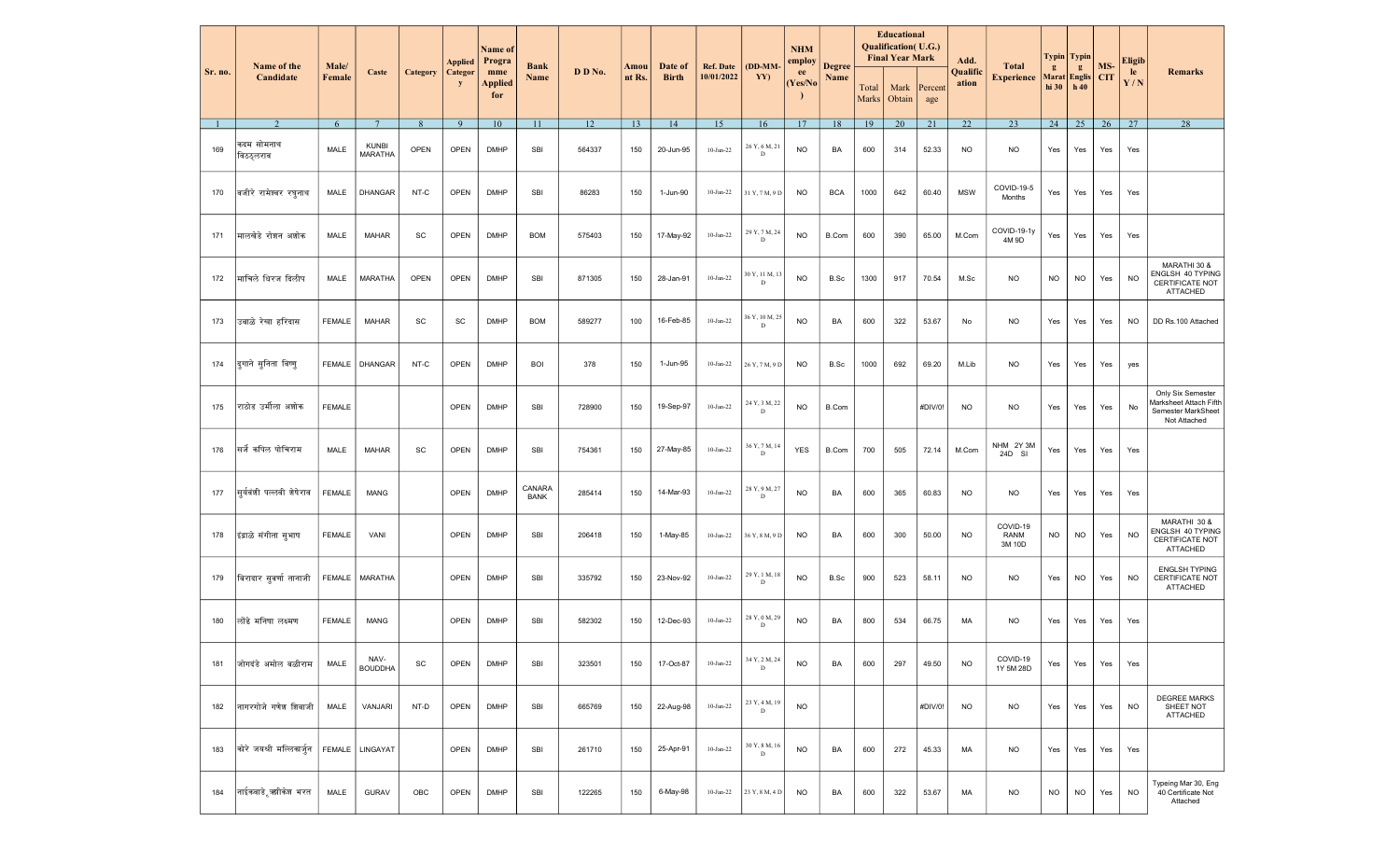| Sr. no. | Name of the Candidate | Male/ Female | Caste | Category | Applied Category | Name of Programme Applied for | Bank Name | D D No. | Amount Rs. | Date of Birth | Ref. Date 10/01/2022 | (DD-MM-YY) | NHM employee (Yes/No) | Degree Name | Educational Qualification( U.G.) Final Year Mark | | | Add. Qualification | Total Experience | Typing Marathi 30 | Typing English 40 | MS-CIT | Eligible Y / N | Remarks |
|---|---|---|---|---|---|---|---|---|---|---|---|---|---|---|---|---|---|---|---|---|---|---|---|---|
| | | | | | | | | | | | | | | | Total Marks | Mark Obtain | Percentage | | | | | | | |
| 1 | 2 | 6 | 7 | 8 | 9 | 10 | 11 | 12 | 13 | 14 | 15 | 16 | 17 | 18 | 19 | 20 | 21 | 22 | 23 | 24 | 25 | 26 | 27 | 28 |
| 169 | कदम सोमनाथ विठ्ठलराव | MALE | KUNBI MARATHA | OPEN | OPEN | DMHP | SBI | 564337 | 150 | 20-Jun-95 | 10-Jan-22 | 26 Y, 6 M, 21 D | NO | BA | 600 | 314 | 52.33 | NO | NO | Yes | Yes | Yes | Yes | |
| 170 | वजीरे रामेश्वर रघुनाथ | MALE | DHANGAR | NT-C | OPEN | DMHP | SBI | 86283 | 150 | 1-Jun-90 | 10-Jan-22 | 31 Y, 7 M, 9 D | NO | BCA | 1000 | 642 | 60.40 | MSW | COVID-19-5 Months | Yes | Yes | Yes | Yes | |
| 171 | मालखेडे रोशन अशोक | MALE | MAHAR | SC | OPEN | DMHP | BOM | 575403 | 150 | 17-May-92 | 10-Jan-22 | 29 Y, 7 M, 24 D | NO | B.Com | 600 | 390 | 65.00 | M.Com | COVID-19-1y 4M 9D | Yes | Yes | Yes | Yes | |
| 172 | माचिले धिरज दिलीप | MALE | MARATHA | OPEN | OPEN | DMHP | SBI | 871305 | 150 | 28-Jan-91 | 10-Jan-22 | 30 Y, 11 M, 13 D | NO | B.Sc | 1300 | 917 | 70.54 | M.Sc | NO | NO | NO | Yes | NO | MARATHI 30 & ENGLSH 40 TYPING CERTIFICATE NOT ATTACHED |
| 173 | उबाळे रेखा हरिदास | FEMALE | MAHAR | SC | SC | DMHP | BOM | 589277 | 100 | 16-Feb-85 | 10-Jan-22 | 36 Y, 10 M, 25 D | NO | BA | 600 | 322 | 53.67 | No | NO | Yes | Yes | Yes | NO | DD Rs.100 Attached |
| 174 | दुगाने सुनिता विष्णु | FEMALE | DHANGAR | NT-C | OPEN | DMHP | BOI | 378 | 150 | 1-Jun-95 | 10-Jan-22 | 26 Y, 7 M, 9 D | NO | B.Sc | 1000 | 692 | 69.20 | M.Lib | NO | Yes | Yes | Yes | yes | |
| 175 | राठोड उर्मीला अशोक | FEMALE | | | OPEN | DMHP | SBI | 728900 | 150 | 19-Sep-97 | 10-Jan-22 | 24 Y, 3 M, 22 D | NO | B.Com | | | #DIV/0! | NO | NO | Yes | Yes | Yes | No | Only Six Semester Marksheet Attach Fifth Semester MarkSheet Not Attached |
| 176 | सर्जे कपिल पोचिराम | MALE | MAHAR | SC | OPEN | DMHP | SBI | 754361 | 150 | 27-May-85 | 10-Jan-22 | 36 Y, 7 M, 14 D | YES | B.Com | 700 | 505 | 72.14 | M.Com | NHM 2Y 3M 24D SI | Yes | Yes | Yes | Yes | |
| 177 | सुर्यवंशी पल्लवी शेषेराव | FEMALE | MANG | | OPEN | DMHP | CANARA BANK | 285414 | 150 | 14-Mar-93 | 10-Jan-22 | 28 Y, 9 M, 27 D | NO | BA | 600 | 365 | 60.83 | NO | NO | Yes | Yes | Yes | Yes | |
| 178 | ढंग्राळे संगीता सुभाष | FEMALE | VANI | | OPEN | DMHP | SBI | 206418 | 150 | 1-May-85 | 10-Jan-22 | 36 Y, 8 M, 9 D | NO | BA | 600 | 300 | 50.00 | NO | COVID-19 RANM 3M 10D | NO | NO | Yes | NO | MARATHI 30 & ENGLSH 40 TYPING CERTIFICATE NOT ATTACHED |
| 179 | बिरादार सुवर्णा तानाजी | FEMALE | MARATHA | | OPEN | DMHP | SBI | 335792 | 150 | 23-Nov-92 | 10-Jan-22 | 29 Y, 1 M, 18 D | NO | B.Sc | 900 | 523 | 58.11 | NO | NO | Yes | NO | Yes | NO | ENGLSH TYPING CERTIFICATE NOT ATTACHED |
| 180 | लोंढे मनिषा लक्ष्मण | FEMALE | MANG | | OPEN | DMHP | SBI | 582302 | 150 | 12-Dec-93 | 10-Jan-22 | 28 Y, 0 M, 29 D | NO | BA | 800 | 534 | 66.75 | MA | NO | Yes | Yes | Yes | Yes | |
| 181 | जोगदंडे अमोल बळीराम | MALE | NAV-BOUDDHA | SC | OPEN | DMHP | SBI | 323501 | 150 | 17-Oct-87 | 10-Jan-22 | 34 Y, 2 M, 24 D | NO | BA | 600 | 297 | 49.50 | NO | COVID-19 1Y 5M 28D | Yes | Yes | Yes | Yes | |
| 182 | नागरगोजे गणेश शिवाजी | MALE | VANJARI | NT-D | OPEN | DMHP | SBI | 665769 | 150 | 22-Aug-98 | 10-Jan-22 | 23 Y, 4 M, 19 D | NO | | | | #DIV/0! | NO | NO | Yes | Yes | Yes | NO | DEGREE MARKS SHEET NOT ATTACHED |
| 183 | कोरे जयश्री मल्लिकार्जुन | FEMALE | LINGAYAT | | OPEN | DMHP | SBI | 261710 | 150 | 25-Apr-91 | 10-Jan-22 | 30 Y, 8 M, 16 D | NO | BA | 600 | 272 | 45.33 | MA | NO | Yes | Yes | Yes | Yes | |
| 184 | नाईकवाडे ऋषीकेश भरत | MALE | GURAV | OBC | OPEN | DMHP | SBI | 122265 | 150 | 6-May-98 | 10-Jan-22 | 23 Y, 8 M, 4 D | NO | BA | 600 | 322 | 53.67 | MA | NO | NO | NO | Yes | NO | Typeing Mar 30, Eng 40 Certificate Not Attached |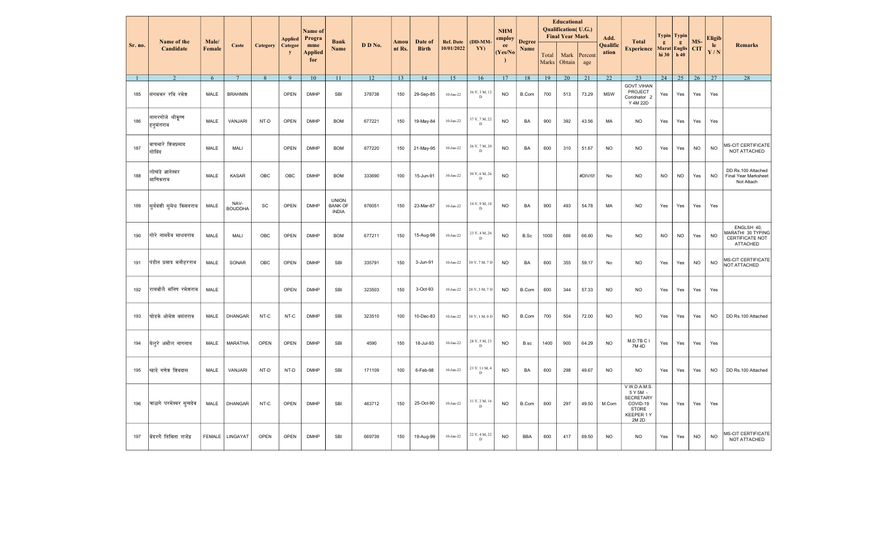| Sr. no. | Name of the Candidate | Male/ Female | Caste | Category | Applied Category | Name of Programme Applied for | Bank Name | D D No. | Amount Rs. | Date of Birth | Ref. Date 10/01/2022 | (DD-MM-YY) | NHM employee (Yes/No) | Degree Name | Educational Qualification( U.G.) Final Year Mark | | | Add. Qualification | Total Experience | Typing Marathi 30 | Typing English 40 | MS-CIT | Eligible Y / N | Remarks |
|---|---|---|---|---|---|---|---|---|---|---|---|---|---|---|---|---|---|---|---|---|---|---|---|---|
| | | | | | | | | | | | | | | | Total Marks | Mark Obtain | Percentage | | | | | | | |
| 1 | 2 | 6 | 7 | 8 | 9 | 10 | 11 | 12 | 13 | 14 | 15 | 16 | 17 | 18 | 19 | 20 | 21 | 22 | 23 | 24 | 25 | 26 | 27 | 28 |
| 185 | संगमकर रवि रमेश | MALE | BRAHMIN | | OPEN | DMHP | SBI | 378738 | 150 | 29-Sep-85 | 10-Jan-22 | 36 Y, 3 M, 12 D | NO | B.Com | 700 | 513 | 73.29 | MSW | GOVT.VIHAN PROJECT Coridnator 2 Y 4M 22D | Yes | Yes | Yes | Yes | |
| 186 | नागरगोजे श्रीकृष्ण हनुमंतराव | MALE | VANJARI | NT-D | OPEN | DMHP | BOM | 677221 | 150 | 19-May-84 | 10-Jan-22 | 37 Y, 7 M, 22 D | NO | BA | 900 | 392 | 43.56 | MA | NO | Yes | Yes | Yes | Yes | |
| 187 | वाघमारे शिवप्रसाद गोविंद | MALE | MALI | | OPEN | DMHP | BOM | 677220 | 150 | 21-May-95 | 10-Jan-22 | 26 Y, 7 M, 20 D | NO | BA | 600 | 310 | 51.67 | NO | NO | Yes | Yes | NO | NO | MS-CIT CERTIFICATE NOT ATTACHED |
| 188 | लोखंडे ज्ञानेश्वर माणिकराव | MALE | KASAR | OBC | OBC | DMHP | BOM | 333690 | 100 | 15-Jun-91 | 10-Jan-22 | 30 Y, 6 M, 26 D | NO | | | | #DIV/0! | No | NO | NO | NO | Yes | NO | DD Rs.100 Attached Final Year Marksheet Not Attach |
| 189 | सुर्यवंशी सुमेध किसनराव | MALE | NAV-BOUDDHA | SC | OPEN | DMHP | UNION BANK OF INDIA | 676051 | 150 | 23-Mar-87 | 10-Jan-22 | 34 Y, 9 M, 18 D | NO | BA | 900 | 493 | 54.78 | MA | NO | Yes | Yes | Yes | Yes | |
| 190 | गोरे नामदेव माधवराव | MALE | MALI | OBC | OPEN | DMHP | BOM | 677211 | 150 | 15-Aug-98 | 10-Jan-22 | 23 Y, 4 M, 26 D | NO | B.Sc | 1000 | 666 | 66.60 | No | NO | NO | NO | Yes | NO | ENGLSH 40, MARATHI 30 TYPING CERTIFICATE NOT ATTACHED |
| 191 | पंडीत प्रसाद मनोहरराव | MALE | SONAR | OBC | OPEN | DMHP | SBI | 335791 | 150 | 3-Jun-91 | 10-Jan-22 | 30 Y, 7 M, 7 D | NO | BA | 600 | 355 | 59.17 | No | NO | Yes | Yes | NO | NO | MS-CIT CERTIFICATE NOT ATTACHED |
| 192 | रासवंते मनिष रमेशराव | MALE | | | OPEN | DMHP | SBI | 323503 | 150 | 3-Oct-93 | 10-Jan-22 | 28 Y, 3 M, 7 D | NO | B.Com | 600 | 344 | 57.33 | NO | NO | Yes | Yes | Yes | Yes | |
| 193 | घोडके ओमेश वसंतराव | MALE | DHANGAR | NT-C | NT-C | DMHP | SBI | 323510 | 100 | 10-Dec-83 | 10-Jan-22 | 38 Y, 1 M, 0 D | NO | B.Com | 700 | 504 | 72.00 | NO | NO | Yes | Yes | Yes | NO | DD Rs.100 Attached |
| 194 | वेलुरे अमोल नागनाथ | MALE | MARATHA | OPEN | OPEN | DMHP | SBI | 4590 | 150 | 18-Jul-93 | 10-Jan-22 | 28 Y, 5 M, 23 D | NO | B.sc | 1400 | 900 | 64.29 | NO | M.D.TB C I 7M 4D | Yes | Yes | Yes | Yes | |
| 195 | म्हाडे गणेश शिवदास | MALE | VANJARI | NT-D | NT-D | DMHP | SBI | 171109 | 100 | 6-Feb-98 | 10-Jan-22 | 23 Y, 11 M, 4 D | NO | BA | 600 | 298 | 49.67 | NO | NO | Yes | Yes | Yes | NO | DD Rs.100 Attached |
| 196 | चाळगे परमेश्वर सुखदेव | MALE | DHANGAR | NT-C | OPEN | DMHP | SBI | 463712 | 150 | 25-Oct-90 | 10-Jan-22 | 31 Y, 2 M, 16 D | NO | B.Com | 600 | 297 | 49.50 | M.Com | V.W.D.A.M.S. 5 Y 5M - SECRETARY COVID-19 STORE KEEPER 1 Y 2M 2D | Yes | Yes | Yes | Yes | |
| 197 | वेंदरगे निकिता राजेंद्र | FEMALE | LINGAYAT | OPEN | OPEN | DMHP | SBI | 669739 | 150 | 19-Aug-99 | 10-Jan-22 | 22 Y, 4 M, 22 D | NO | BBA | 600 | 417 | 69.50 | NO | NO | Yes | Yes | NO | NO | MS-CIT CERTIFICATE NOT ATTACHED |